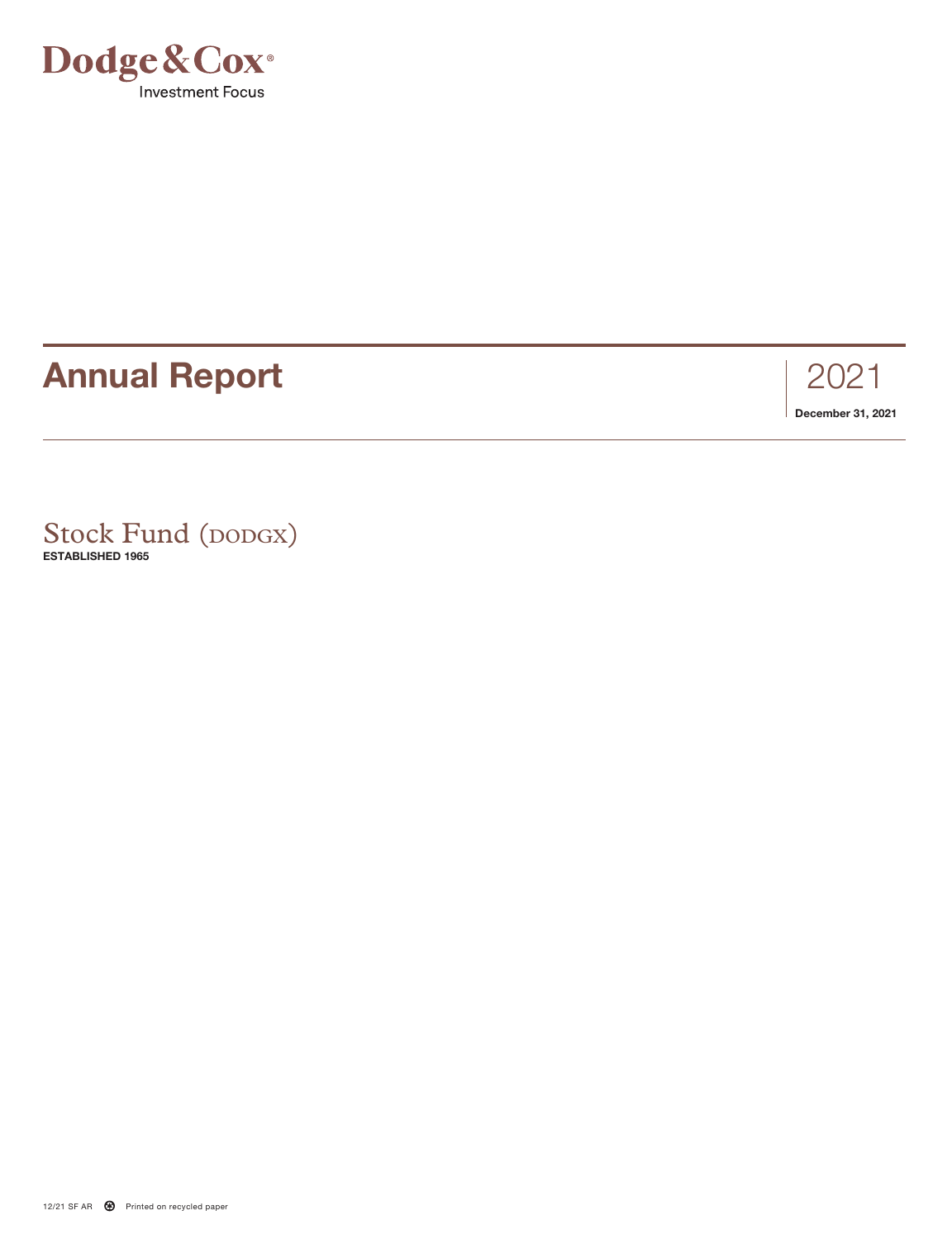Dodge & Cox®

Investment Focus

# Annual Report

2021

**December 31, 2021**

## Stock Fund (DODGX)

**ESTABLISHED 1965**

12/21 SF AR Printed on recycled paper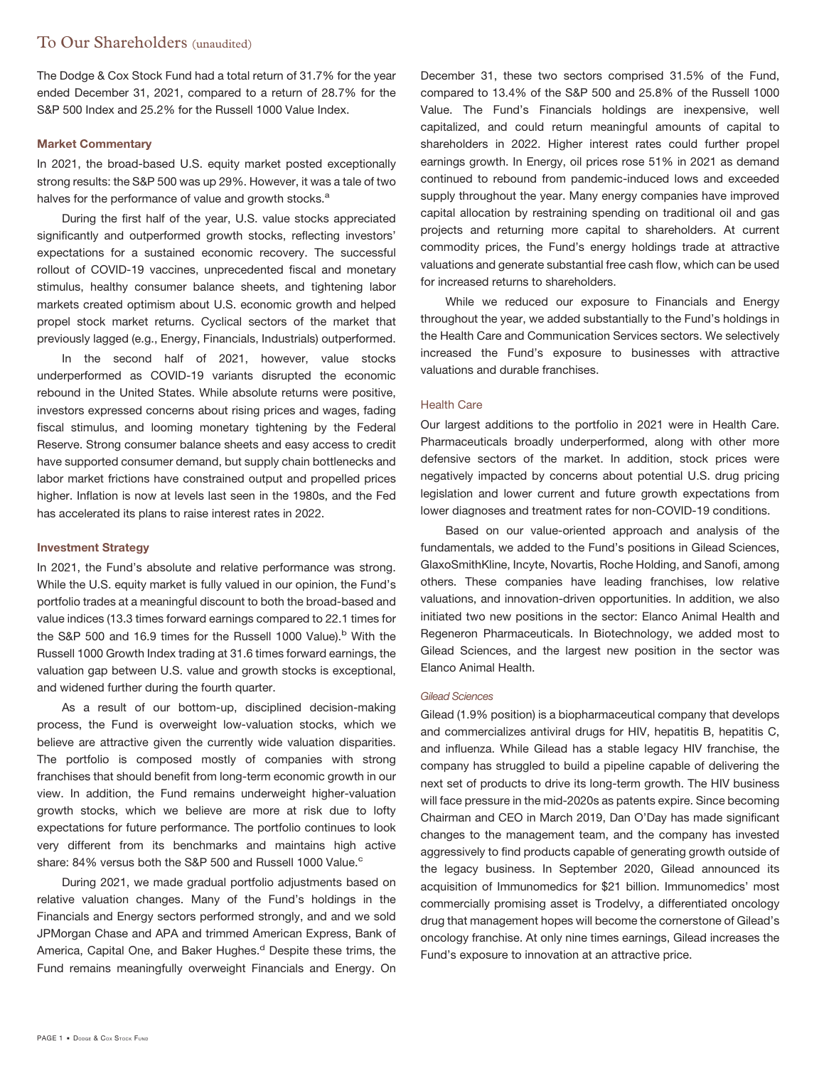# To Our Shareholders (unaudited)

The Dodge & Cox Stock Fund had a total return of 31.7% for the year ended December 31, 2021, compared to a return of 28.7% for the S&P 500 Index and 25.2% for the Russell 1000 Value Index.

### Market Commentary

In 2021, the broad-based U.S. equity market posted exceptionally strong results: the S&P 500 was up 29%. However, it was a tale of two halves for the performance of value and growth stocks.[a]

During the first half of the year, U.S. value stocks appreciated significantly and outperformed growth stocks, reflecting investors' expectations for a sustained economic recovery. The successful rollout of COVID-19 vaccines, unprecedented fiscal and monetary stimulus, healthy consumer balance sheets, and tightening labor markets created optimism about U.S. economic growth and helped propel stock market returns. Cyclical sectors of the market that previously lagged (e.g., Energy, Financials, Industrials) outperformed.

In the second half of 2021, however, value stocks underperformed as COVID-19 variants disrupted the economic rebound in the United States. While absolute returns were positive, investors expressed concerns about rising prices and wages, fading fiscal stimulus, and looming monetary tightening by the Federal Reserve. Strong consumer balance sheets and easy access to credit have supported consumer demand, but supply chain bottlenecks and labor market frictions have constrained output and propelled prices higher. Inflation is now at levels last seen in the 1980s, and the Fed has accelerated its plans to raise interest rates in 2022.

### Investment Strategy

In 2021, the Fund's absolute and relative performance was strong. While the U.S. equity market is fully valued in our opinion, the Fund's portfolio trades at a meaningful discount to both the broad-based and value indices (13.3 times forward earnings compared to 22.1 times for the S&P 500 and 16.9 times for the Russell 1000 Value).[b] With the Russell 1000 Growth Index trading at 31.6 times forward earnings, the valuation gap between U.S. value and growth stocks is exceptional, and widened further during the fourth quarter.

As a result of our bottom-up, disciplined decision-making process, the Fund is overweight low-valuation stocks, which we believe are attractive given the currently wide valuation disparities. The portfolio is composed mostly of companies with strong franchises that should benefit from long-term economic growth in our view. In addition, the Fund remains underweight higher-valuation growth stocks, which we believe are more at risk due to lofty expectations for future performance. The portfolio continues to look very different from its benchmarks and maintains high active share: 84% versus both the S&P 500 and Russell 1000 Value.[c]

During 2021, we made gradual portfolio adjustments based on relative valuation changes. Many of the Fund's holdings in the Financials and Energy sectors performed strongly, and and we sold JPMorgan Chase and APA and trimmed American Express, Bank of America, Capital One, and Baker Hughes.[d] Despite these trims, the Fund remains meaningfully overweight Financials and Energy. On December 31, these two sectors comprised 31.5% of the Fund, compared to 13.4% of the S&P 500 and 25.8% of the Russell 1000 Value. The Fund's Financials holdings are inexpensive, well capitalized, and could return meaningful amounts of capital to shareholders in 2022. Higher interest rates could further propel earnings growth. In Energy, oil prices rose 51% in 2021 as demand continued to rebound from pandemic-induced lows and exceeded supply throughout the year. Many energy companies have improved capital allocation by restraining spending on traditional oil and gas projects and returning more capital to shareholders. At current commodity prices, the Fund's energy holdings trade at attractive valuations and generate substantial free cash flow, which can be used for increased returns to shareholders.

While we reduced our exposure to Financials and Energy throughout the year, we added substantially to the Fund's holdings in the Health Care and Communication Services sectors. We selectively increased the Fund's exposure to businesses with attractive valuations and durable franchises.

#### Health Care

Our largest additions to the portfolio in 2021 were in Health Care. Pharmaceuticals broadly underperformed, along with other more defensive sectors of the market. In addition, stock prices were negatively impacted by concerns about potential U.S. drug pricing legislation and lower current and future growth expectations from lower diagnoses and treatment rates for non-COVID-19 conditions.

Based on our value-oriented approach and analysis of the fundamentals, we added to the Fund's positions in Gilead Sciences, GlaxoSmithKline, Incyte, Novartis, Roche Holding, and Sanofi, among others. These companies have leading franchises, low relative valuations, and innovation-driven opportunities. In addition, we also initiated two new positions in the sector: Elanco Animal Health and Regeneron Pharmaceuticals. In Biotechnology, we added most to Gilead Sciences, and the largest new position in the sector was Elanco Animal Health.

##### *Gilead Sciences*

Gilead (1.9% position) is a biopharmaceutical company that develops and commercializes antiviral drugs for HIV, hepatitis B, hepatitis C, and influenza. While Gilead has a stable legacy HIV franchise, the company has struggled to build a pipeline capable of delivering the next set of products to drive its long-term growth. The HIV business will face pressure in the mid-2020s as patents expire. Since becoming Chairman and CEO in March 2019, Dan O'Day has made significant changes to the management team, and the company has invested aggressively to find products capable of generating growth outside of the legacy business. In September 2020, Gilead announced its acquisition of Immunomedics for $21 billion. Immunomedics' most commercially promising asset is Trodelvy, a differentiated oncology drug that management hopes will become the cornerstone of Gilead's oncology franchise. At only nine times earnings, Gilead increases the Fund's exposure to innovation at an attractive price.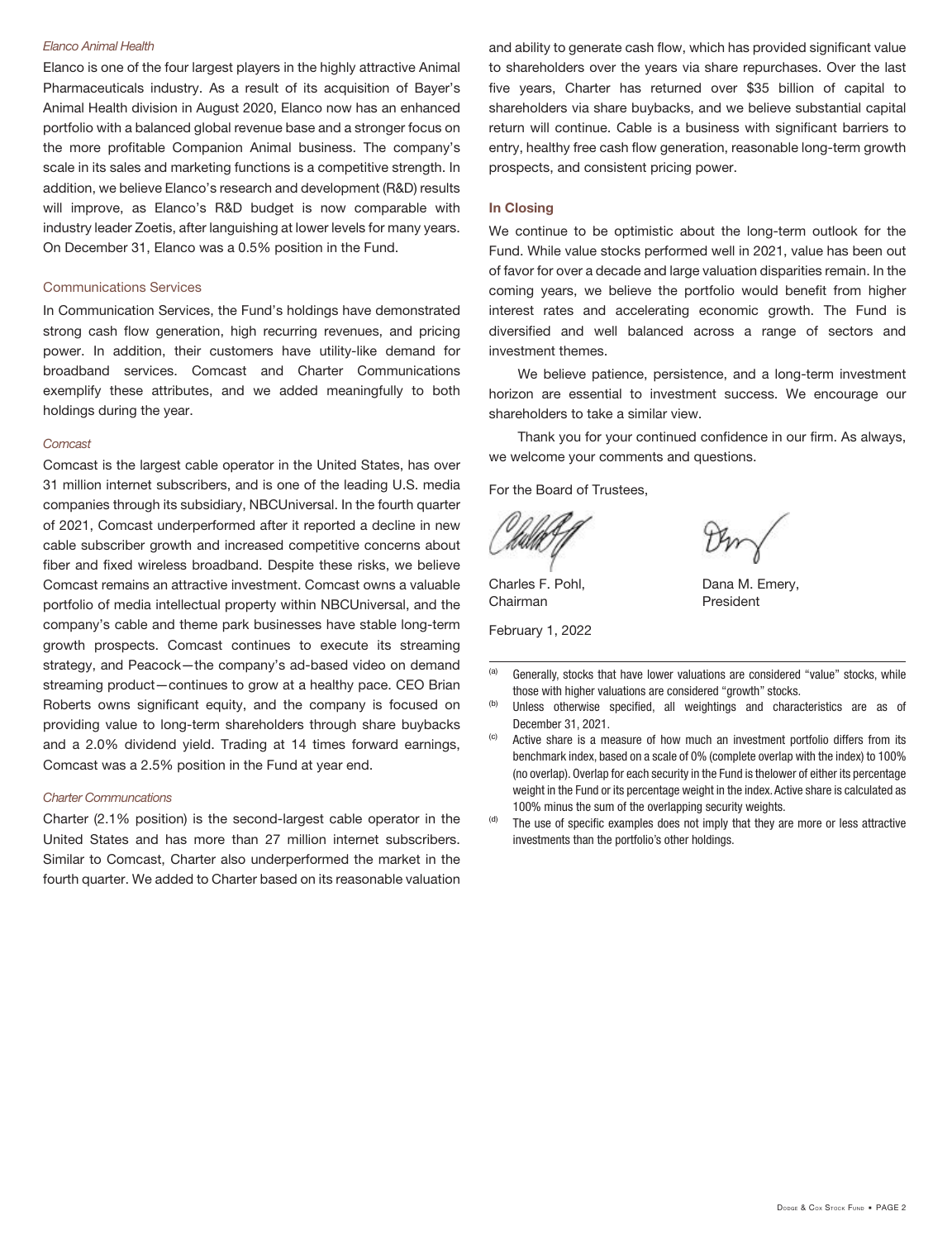*Elanco Animal Health*

Elanco is one of the four largest players in the highly attractive Animal Pharmaceuticals industry. As a result of its acquisition of Bayer's Animal Health division in August 2020, Elanco now has an enhanced portfolio with a balanced global revenue base and a stronger focus on the more profitable Companion Animal business. The company's scale in its sales and marketing functions is a competitive strength. In addition, we believe Elanco's research and development (R&D) results will improve, as Elanco's R&D budget is now comparable with industry leader Zoetis, after languishing at lower levels for many years. On December 31, Elanco was a 0.5% position in the Fund.

### Communications Services

In Communication Services, the Fund's holdings have demonstrated strong cash flow generation, high recurring revenues, and pricing power. In addition, their customers have utility-like demand for broadband services. Comcast and Charter Communications exemplify these attributes, and we added meaningfully to both holdings during the year.

*Comcast*

Comcast is the largest cable operator in the United States, has over 31 million internet subscribers, and is one of the leading U.S. media companies through its subsidiary, NBCUniversal. In the fourth quarter of 2021, Comcast underperformed after it reported a decline in new cable subscriber growth and increased competitive concerns about fiber and fixed wireless broadband. Despite these risks, we believe Comcast remains an attractive investment. Comcast owns a valuable portfolio of media intellectual property within NBCUniversal, and the company's cable and theme park businesses have stable long-term growth prospects. Comcast continues to execute its streaming strategy, and Peacock—the company's ad-based video on demand streaming product—continues to grow at a healthy pace. CEO Brian Roberts owns significant equity, and the company is focused on providing value to long-term shareholders through share buybacks and a 2.0% dividend yield. Trading at 14 times forward earnings, Comcast was a 2.5% position in the Fund at year end.

*Charter Communcations*

Charter (2.1% position) is the second-largest cable operator in the United States and has more than 27 million internet subscribers. Similar to Comcast, Charter also underperformed the market in the fourth quarter. We added to Charter based on its reasonable valuation and ability to generate cash flow, which has provided significant value to shareholders over the years via share repurchases. Over the last five years, Charter has returned over $35 billion of capital to shareholders via share buybacks, and we believe substantial capital return will continue. Cable is a business with significant barriers to entry, healthy free cash flow generation, reasonable long-term growth prospects, and consistent pricing power.

### In Closing

We continue to be optimistic about the long-term outlook for the Fund. While value stocks performed well in 2021, value has been out of favor for over a decade and large valuation disparities remain. In the coming years, we believe the portfolio would benefit from higher interest rates and accelerating economic growth. The Fund is diversified and well balanced across a range of sectors and investment themes.

We believe patience, persistence, and a long-term investment horizon are essential to investment success. We encourage our shareholders to take a similar view.

Thank you for your continued confidence in our firm. As always, we welcome your comments and questions.

For the Board of Trustees,

Charles F. Pohl,
Chairman

Dana M. Emery,
President

February 1, 2022

---

[(a)] Generally, stocks that have lower valuations are considered "value" stocks, while those with higher valuations are considered "growth" stocks.

[(b)] Unless otherwise specified, all weightings and characteristics are as of December 31, 2021.

[(c)] Active share is a measure of how much an investment portfolio differs from its benchmark index, based on a scale of 0% (complete overlap with the index) to 100% (no overlap). Overlap for each security in the Fund is thelower of either its percentage weight in the Fund or its percentage weight in the index. Active share is calculated as 100% minus the sum of the overlapping security weights.

[(d)] The use of specific examples does not imply that they are more or less attractive investments than the portfolio's other holdings.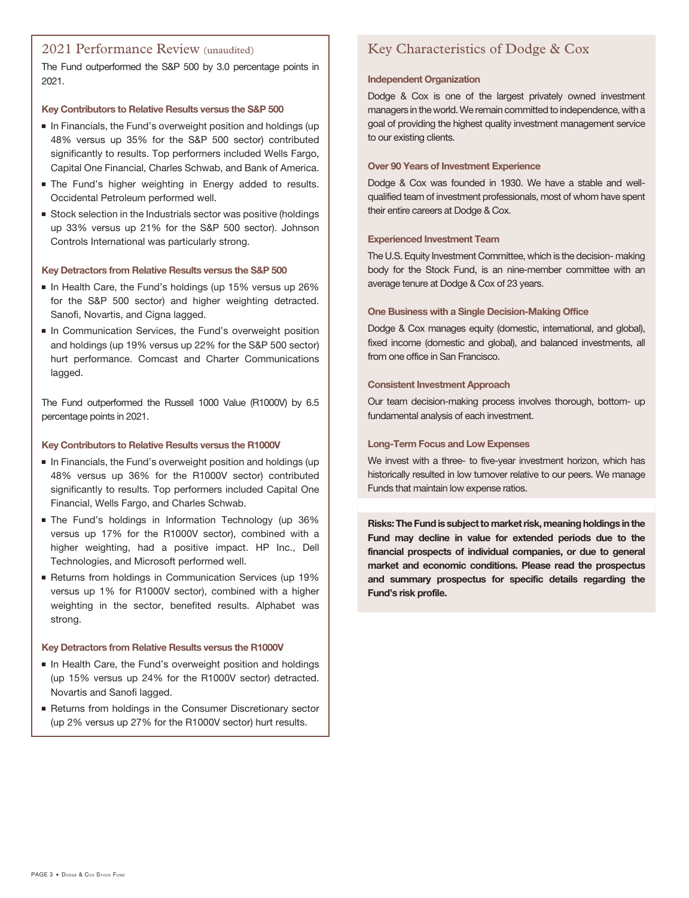## 2021 Performance Review (unaudited)

The Fund outperformed the S&P 500 by 3.0 percentage points in 2021.

### Key Contributors to Relative Results versus the S&P 500

- In Financials, the Fund's overweight position and holdings (up 48% versus up 35% for the S&P 500 sector) contributed significantly to results. Top performers included Wells Fargo, Capital One Financial, Charles Schwab, and Bank of America.
- The Fund's higher weighting in Energy added to results. Occidental Petroleum performed well.
- Stock selection in the Industrials sector was positive (holdings up 33% versus up 21% for the S&P 500 sector). Johnson Controls International was particularly strong.

### Key Detractors from Relative Results versus the S&P 500

- In Health Care, the Fund's holdings (up 15% versus up 26% for the S&P 500 sector) and higher weighting detracted. Sanofi, Novartis, and Cigna lagged.
- In Communication Services, the Fund's overweight position and holdings (up 19% versus up 22% for the S&P 500 sector) hurt performance. Comcast and Charter Communications lagged.

The Fund outperformed the Russell 1000 Value (R1000V) by 6.5 percentage points in 2021.

### Key Contributors to Relative Results versus the R1000V

- In Financials, the Fund's overweight position and holdings (up 48% versus up 36% for the R1000V sector) contributed significantly to results. Top performers included Capital One Financial, Wells Fargo, and Charles Schwab.
- The Fund's holdings in Information Technology (up 36% versus up 17% for the R1000V sector), combined with a higher weighting, had a positive impact. HP Inc., Dell Technologies, and Microsoft performed well.
- Returns from holdings in Communication Services (up 19% versus up 1% for R1000V sector), combined with a higher weighting in the sector, benefited results. Alphabet was strong.

### Key Detractors from Relative Results versus the R1000V

- In Health Care, the Fund's overweight position and holdings (up 15% versus up 24% for the R1000V sector) detracted. Novartis and Sanofi lagged.
- Returns from holdings in the Consumer Discretionary sector (up 2% versus up 27% for the R1000V sector) hurt results.

## Key Characteristics of Dodge & Cox

### Independent Organization

Dodge & Cox is one of the largest privately owned investment managers in the world. We remain committed to independence, with a goal of providing the highest quality investment management service to our existing clients.

### Over 90 Years of Investment Experience

Dodge & Cox was founded in 1930. We have a stable and well-qualified team of investment professionals, most of whom have spent their entire careers at Dodge & Cox.

### Experienced Investment Team

The U.S. Equity Investment Committee, which is the decision- making body for the Stock Fund, is an nine-member committee with an average tenure at Dodge & Cox of 23 years.

### One Business with a Single Decision-Making Office

Dodge & Cox manages equity (domestic, international, and global), fixed income (domestic and global), and balanced investments, all from one office in San Francisco.

### Consistent Investment Approach

Our team decision-making process involves thorough, bottom- up fundamental analysis of each investment.

### Long-Term Focus and Low Expenses

We invest with a three- to five-year investment horizon, which has historically resulted in low turnover relative to our peers. We manage Funds that maintain low expense ratios.

**Risks: The Fund is subject to market risk, meaning holdings in the Fund may decline in value for extended periods due to the financial prospects of individual companies, or due to general market and economic conditions. Please read the prospectus and summary prospectus for specific details regarding the Fund's risk profile.**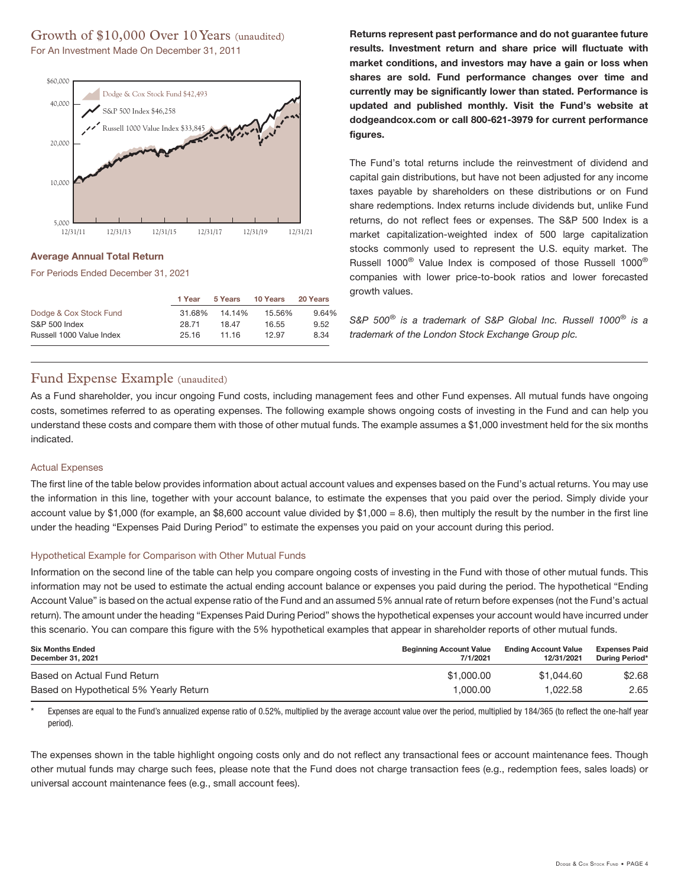## Growth of $10,000 Over 10 Years (unaudited)

For An Investment Made On December 31, 2011

Dodge & Cox Stock Fund $42,493

S&P 500 Index $46,258

Russell 1000 Value Index $33,845

### Average Annual Total Return

For Periods Ended December 31, 2021

| | 1 Year | 5 Years | 10 Years | 20 Years |
|---|---|---|---|---|
| Dodge & Cox Stock Fund | 31.68% | 14.14% | 15.56% | 9.64% |
| S&P 500 Index | 28.71 | 18.47 | 16.55 | 9.52 |
| Russell 1000 Value Index | 25.16 | 11.16 | 12.97 | 8.34 |

**Returns represent past performance and do not guarantee future results. Investment return and share price will fluctuate with market conditions, and investors may have a gain or loss when shares are sold. Fund performance changes over time and currently may be significantly lower than stated. Performance is updated and published monthly. Visit the Fund's website at dodgeandcox.com or call 800-621-3979 for current performance figures.**

The Fund's total returns include the reinvestment of dividend and capital gain distributions, but have not been adjusted for any income taxes payable by shareholders on these distributions or on Fund share redemptions. Index returns include dividends but, unlike Fund returns, do not reflect fees or expenses. The S&P 500 Index is a market capitalization-weighted index of 500 large capitalization stocks commonly used to represent the U.S. equity market. The Russell 1000® Value Index is composed of those Russell 1000® companies with lower price-to-book ratios and lower forecasted growth values.

*S&P 500® is a trademark of S&P Global Inc. Russell 1000® is a trademark of the London Stock Exchange Group plc.*

## Fund Expense Example (unaudited)

As a Fund shareholder, you incur ongoing Fund costs, including management fees and other Fund expenses. All mutual funds have ongoing costs, sometimes referred to as operating expenses. The following example shows ongoing costs of investing in the Fund and can help you understand these costs and compare them with those of other mutual funds. The example assumes a $1,000 investment held for the six months indicated.

### Actual Expenses

The first line of the table below provides information about actual account values and expenses based on the Fund's actual returns. You may use the information in this line, together with your account balance, to estimate the expenses that you paid over the period. Simply divide your account value by $1,000 (for example, an $8,600 account value divided by $1,000 = 8.6), then multiply the result by the number in the first line under the heading "Expenses Paid During Period" to estimate the expenses you paid on your account during this period.

### Hypothetical Example for Comparison with Other Mutual Funds

Information on the second line of the table can help you compare ongoing costs of investing in the Fund with those of other mutual funds. This information may not be used to estimate the actual ending account balance or expenses you paid during the period. The hypothetical "Ending Account Value" is based on the actual expense ratio of the Fund and an assumed 5% annual rate of return before expenses (not the Fund's actual return). The amount under the heading "Expenses Paid During Period" shows the hypothetical expenses your account would have incurred under this scenario. You can compare this figure with the 5% hypothetical examples that appear in shareholder reports of other mutual funds.

| Six Months Ended December 31, 2021 | Beginning Account Value 7/1/2021 | Ending Account Value 12/31/2021 | Expenses Paid During Period* |
|---|---|---|---|
| Based on Actual Fund Return | $1,000.00 | $1,044.60 | $2.68 |
| Based on Hypothetical 5% Yearly Return | 1,000.00 | 1,022.58 | 2.65 |

\* Expenses are equal to the Fund's annualized expense ratio of 0.52%, multiplied by the average account value over the period, multiplied by 184/365 (to reflect the one-half year period).

The expenses shown in the table highlight ongoing costs only and do not reflect any transactional fees or account maintenance fees. Though other mutual funds may charge such fees, please note that the Fund does not charge transaction fees (e.g., redemption fees, sales loads) or universal account maintenance fees (e.g., small account fees).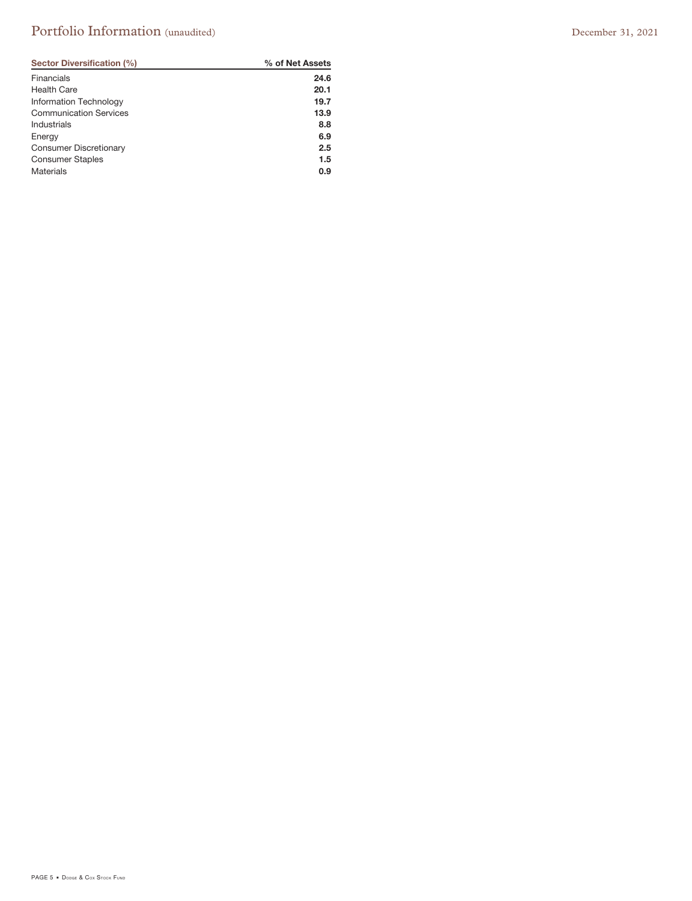# Portfolio Information (unaudited)

December 31, 2021

| Sector Diversification (%) | % of Net Assets |
|---|---|
| Financials | **24.6** |
| Health Care | **20.1** |
| Information Technology | **19.7** |
| Communication Services | **13.9** |
| Industrials | **8.8** |
| Energy | **6.9** |
| Consumer Discretionary | **2.5** |
| Consumer Staples | **1.5** |
| Materials | **0.9** |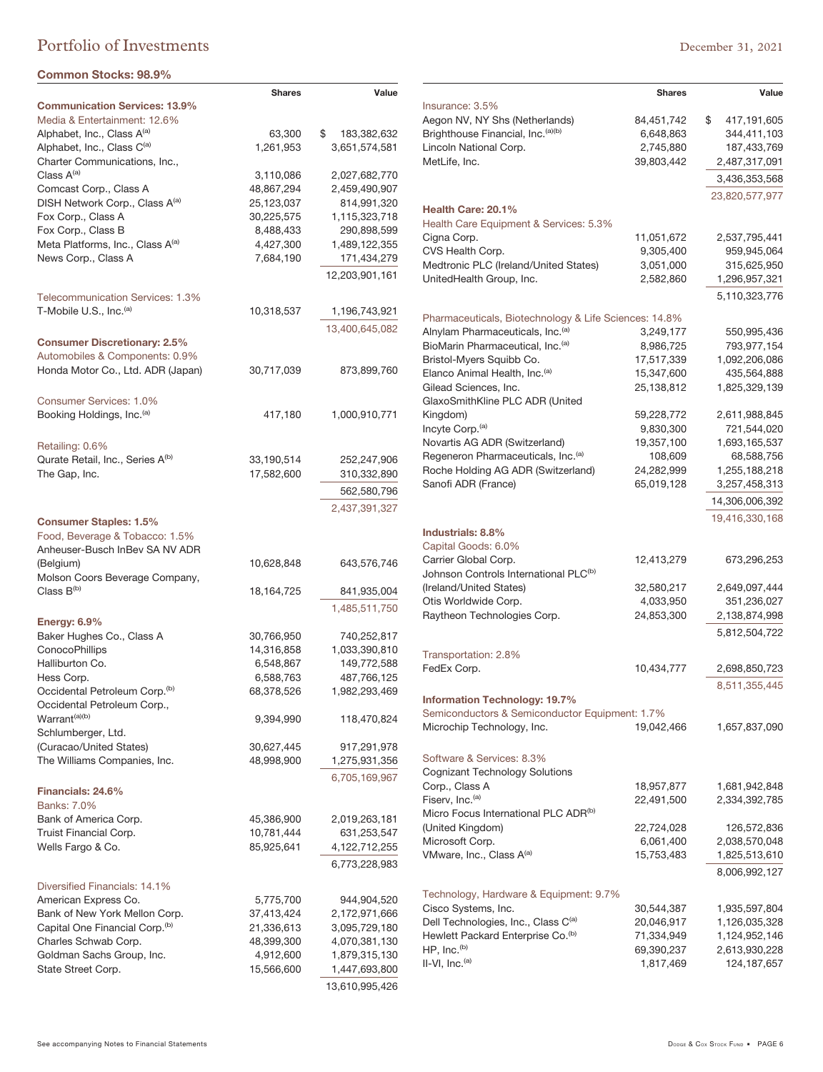# Portfolio of Investments

December 31, 2021

## Common Stocks: 98.9%

| | Shares | Value |
|---|---|---|
| **Communication Services: 13.9%** | | |
| Media & Entertainment: 12.6% | | |
| Alphabet, Inc., Class A[(a)] | 63,300 | $ 183,382,632 |
| Alphabet, Inc., Class C[(a)] | 1,261,953 | 3,651,574,581 |
| Charter Communications, Inc., Class A[(a)] | 3,110,086 | 2,027,682,770 |
| Comcast Corp., Class A | 48,867,294 | 2,459,490,907 |
| DISH Network Corp., Class A[(a)] | 25,123,037 | 814,991,320 |
| Fox Corp., Class A | 30,225,575 | 1,115,323,718 |
| Fox Corp., Class B | 8,488,433 | 290,898,599 |
| Meta Platforms, Inc., Class A[(a)] | 4,427,300 | 1,489,122,355 |
| News Corp., Class A | 7,684,190 | 171,434,279 |
| | | 12,203,901,161 |
| Telecommunication Services: 1.3% | | |
| T-Mobile U.S., Inc.[(a)] | 10,318,537 | 1,196,743,921 |
| | | 13,400,645,082 |
| **Consumer Discretionary: 2.5%** | | |
| Automobiles & Components: 0.9% | | |
| Honda Motor Co., Ltd. ADR (Japan) | 30,717,039 | 873,899,760 |
| Consumer Services: 1.0% | | |
| Booking Holdings, Inc.[(a)] | 417,180 | 1,000,910,771 |
| Retailing: 0.6% | | |
| Qurate Retail, Inc., Series A[(b)] | 33,190,514 | 252,247,906 |
| The Gap, Inc. | 17,582,600 | 310,332,890 |
| | | 562,580,796 |
| | | 2,437,391,327 |
| **Consumer Staples: 1.5%** | | |
| Food, Beverage & Tobacco: 1.5% | | |
| Anheuser-Busch InBev SA NV ADR (Belgium) | 10,628,848 | 643,576,746 |
| Molson Coors Beverage Company, Class B[(b)] | 18,164,725 | 841,935,004 |
| | | 1,485,511,750 |
| **Energy: 6.9%** | | |
| Baker Hughes Co., Class A | 30,766,950 | 740,252,817 |
| ConocoPhillips | 14,316,858 | 1,033,390,810 |
| Halliburton Co. | 6,548,867 | 149,772,588 |
| Hess Corp. | 6,588,763 | 487,766,125 |
| Occidental Petroleum Corp.[(b)] | 68,378,526 | 1,982,293,469 |
| Occidental Petroleum Corp., Warrant[(a)(b)] | 9,394,990 | 118,470,824 |
| Schlumberger, Ltd. (Curacao/United States) | 30,627,445 | 917,291,978 |
| The Williams Companies, Inc. | 48,998,900 | 1,275,931,356 |
| | | 6,705,169,967 |
| **Financials: 24.6%** | | |
| Banks: 7.0% | | |
| Bank of America Corp. | 45,386,900 | 2,019,263,181 |
| Truist Financial Corp. | 10,781,444 | 631,253,547 |
| Wells Fargo & Co. | 85,925,641 | 4,122,712,255 |
| | | 6,773,228,983 |
| Diversified Financials: 14.1% | | |
| American Express Co. | 5,775,700 | 944,904,520 |
| Bank of New York Mellon Corp. | 37,413,424 | 2,172,971,666 |
| Capital One Financial Corp.[(b)] | 21,336,613 | 3,095,729,180 |
| Charles Schwab Corp. | 48,399,300 | 4,070,381,130 |
| Goldman Sachs Group, Inc. | 4,912,600 | 1,879,315,130 |
| State Street Corp. | 15,566,600 | 1,447,693,800 |
| | | 13,610,995,426 |
| Insurance: 3.5% | | |
| Aegon NV, NY Shs (Netherlands) | 84,451,742 | $ 417,191,605 |
| Brighthouse Financial, Inc.[(a)(b)] | 6,648,863 | 344,411,103 |
| Lincoln National Corp. | 2,745,880 | 187,433,769 |
| MetLife, Inc. | 39,803,442 | 2,487,317,091 |
| | | 3,436,353,568 |
| | | 23,820,577,977 |
| **Health Care: 20.1%** | | |
| Health Care Equipment & Services: 5.3% | | |
| Cigna Corp. | 11,051,672 | 2,537,795,441 |
| CVS Health Corp. | 9,305,400 | 959,945,064 |
| Medtronic PLC (Ireland/United States) | 3,051,000 | 315,625,950 |
| UnitedHealth Group, Inc. | 2,582,860 | 1,296,957,321 |
| | | 5,110,323,776 |
| Pharmaceuticals, Biotechnology & Life Sciences: 14.8% | | |
| Alnylam Pharmaceuticals, Inc.[(a)] | 3,249,177 | 550,995,436 |
| BioMarin Pharmaceutical, Inc.[(a)] | 8,986,725 | 793,977,154 |
| Bristol-Myers Squibb Co. | 17,517,339 | 1,092,206,086 |
| Elanco Animal Health, Inc.[(a)] | 15,347,600 | 435,564,888 |
| Gilead Sciences, Inc. | 25,138,812 | 1,825,329,139 |
| GlaxoSmithKline PLC ADR (United Kingdom) | 59,228,772 | 2,611,988,845 |
| Incyte Corp.[(a)] | 9,830,300 | 721,544,020 |
| Novartis AG ADR (Switzerland) | 19,357,100 | 1,693,165,537 |
| Regeneron Pharmaceuticals, Inc.[(a)] | 108,609 | 68,588,756 |
| Roche Holding AG ADR (Switzerland) | 24,282,999 | 1,255,188,218 |
| Sanofi ADR (France) | 65,019,128 | 3,257,458,313 |
| | | 14,306,006,392 |
| | | 19,416,330,168 |
| **Industrials: 8.8%** | | |
| Capital Goods: 6.0% | | |
| Carrier Global Corp. | 12,413,279 | 673,296,253 |
| Johnson Controls International PLC[(b)] (Ireland/United States) | 32,580,217 | 2,649,097,444 |
| Otis Worldwide Corp. | 4,033,950 | 351,236,027 |
| Raytheon Technologies Corp. | 24,853,300 | 2,138,874,998 |
| | | 5,812,504,722 |
| Transportation: 2.8% | | |
| FedEx Corp. | 10,434,777 | 2,698,850,723 |
| | | 8,511,355,445 |
| **Information Technology: 19.7%** | | |
| Semiconductors & Semiconductor Equipment: 1.7% | | |
| Microchip Technology, Inc. | 19,042,466 | 1,657,837,090 |
| Software & Services: 8.3% | | |
| Cognizant Technology Solutions Corp., Class A | 18,957,877 | 1,681,942,848 |
| Fiserv, Inc.[(a)] | 22,491,500 | 2,334,392,785 |
| Micro Focus International PLC ADR[(b)] (United Kingdom) | 22,724,028 | 126,572,836 |
| Microsoft Corp. | 6,061,400 | 2,038,570,048 |
| VMware, Inc., Class A[(a)] | 15,753,483 | 1,825,513,610 |
| | | 8,006,992,127 |
| Technology, Hardware & Equipment: 9.7% | | |
| Cisco Systems, Inc. | 30,544,387 | 1,935,597,804 |
| Dell Technologies, Inc., Class C[(a)] | 20,046,917 | 1,126,035,328 |
| Hewlett Packard Enterprise Co.[(b)] | 71,334,949 | 1,124,952,146 |
| HP, Inc.[(b)] | 69,390,237 | 2,613,930,228 |
| II-VI, Inc.[(a)] | 1,817,469 | 124,187,657 |

See accompanying Notes to Financial Statements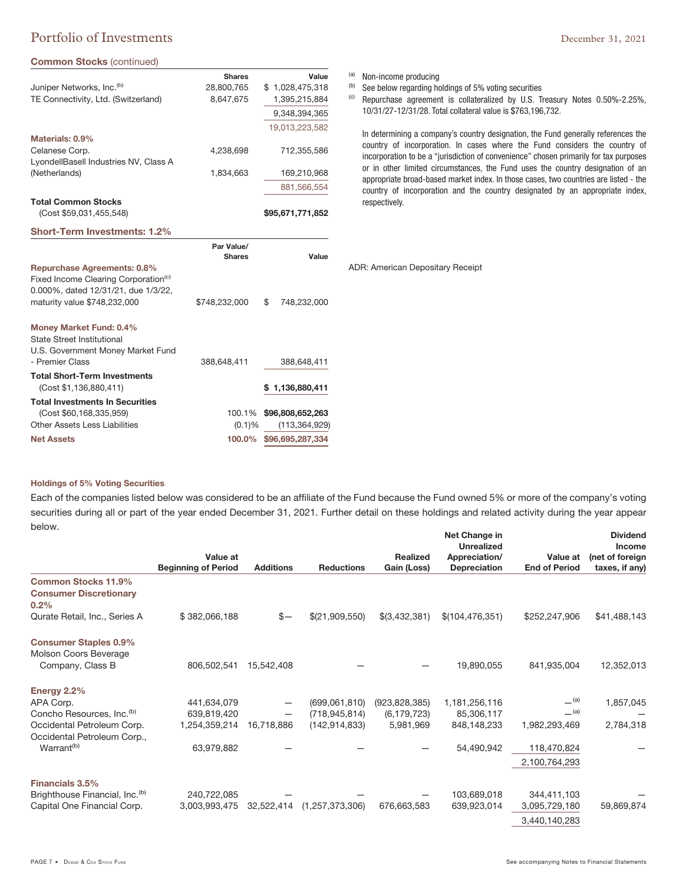## Portfolio of Investments

December 31, 2021

**Common Stocks** (continued)

| | Shares | Value |
|---|---|---|
| Juniper Networks, Inc.[(b)] | 28,800,765 | $ 1,028,475,318 |
| TE Connectivity, Ltd. (Switzerland) | 8,647,675 | 1,395,215,884 |
| | | 9,348,394,365 |
| | | 19,013,223,582 |
| **Materials: 0.9%** | | |
| Celanese Corp. | 4,238,698 | 712,355,586 |
| LyondellBasell Industries NV, Class A (Netherlands) | 1,834,663 | 169,210,968 |
| | | 881,566,554 |
| **Total Common Stocks** (Cost $59,031,455,548) | | **$95,671,771,852** |

**Short-Term Investments: 1.2%**

| | Par Value/ Shares | Value |
|---|---|---|
| **Repurchase Agreements: 0.8%** | | |
| Fixed Income Clearing Corporation[(c)] 0.000%, dated 12/31/21, due 1/3/22, maturity value $748,232,000 | $748,232,000 | $ 748,232,000 |
| **Money Market Fund: 0.4%** | | |
| State Street Institutional U.S. Government Money Market Fund - Premier Class | 388,648,411 | 388,648,411 |
| **Total Short-Term Investments** (Cost $1,136,880,411) | | **$ 1,136,880,411** |
| **Total Investments In Securities** (Cost $60,168,335,959) | 100.1% | **$96,808,652,263** |
| Other Assets Less Liabilities | (0.1)% | (113,364,929) |
| **Net Assets** | **100.0%** | **$96,695,287,334** |

(a) Non-income producing

(b) See below regarding holdings of 5% voting securities

(c) Repurchase agreement is collateralized by U.S. Treasury Notes 0.50%-2.25%, 10/31/27-12/31/28. Total collateral value is $763,196,732.

In determining a company's country designation, the Fund generally references the country of incorporation. In cases where the Fund considers the country of incorporation to be a "jurisdiction of convenience" chosen primarily for tax purposes or in other limited circumstances, the Fund uses the country designation of an appropriate broad-based market index. In those cases, two countries are listed - the country of incorporation and the country designated by an appropriate index, respectively.

ADR: American Depositary Receipt

#### Holdings of 5% Voting Securities

Each of the companies listed below was considered to be an affiliate of the Fund because the Fund owned 5% or more of the company's voting securities during all or part of the year ended December 31, 2021. Further detail on these holdings and related activity during the year appear below.

| | Value at Beginning of Period | Additions | Reductions | Realized Gain (Loss) | Net Change in Unrealized Appreciation/ Depreciation | Value at End of Period | Dividend Income (net of foreign taxes, if any) |
|---|---|---|---|---|---|---|---|
| **Common Stocks 11.9%** | | | | | | | |
| **Consumer Discretionary 0.2%** | | | | | | | |
| Qurate Retail, Inc., Series A | $ 382,066,188 | $— | $(21,909,550) | $(3,432,381) | $(104,476,351) | $252,247,906 | $41,488,143 |
| **Consumer Staples 0.9%** | | | | | | | |
| Molson Coors Beverage Company, Class B | 806,502,541 | 15,542,408 | — | — | 19,890,055 | 841,935,004 | 12,352,013 |
| **Energy 2.2%** | | | | | | | |
| APA Corp. | 441,634,079 | — | (699,061,810) | (923,828,385) | 1,181,256,116 | —[(a)] | 1,857,045 |
| Concho Resources, Inc.[(b)] | 639,819,420 | — | (718,945,814) | (6,179,723) | 85,306,117 | —[(a)] | — |
| Occidental Petroleum Corp. | 1,254,359,214 | 16,718,886 | (142,914,833) | 5,981,969 | 848,148,233 | 1,982,293,469 | 2,784,318 |
| Occidental Petroleum Corp., Warrant[(b)] | 63,979,882 | — | — | — | 54,490,942 | 118,470,824 | — |
| | | | | | | 2,100,764,293 | |
| **Financials 3.5%** | | | | | | | |
| Brighthouse Financial, Inc.[(b)] | 240,722,085 | — | — | — | 103,689,018 | 344,411,103 | — |
| Capital One Financial Corp. | 3,003,993,475 | 32,522,414 | (1,257,373,306) | 676,663,583 | 639,923,014 | 3,095,729,180 | 59,869,874 |
| | | | | | | 3,440,140,283 | |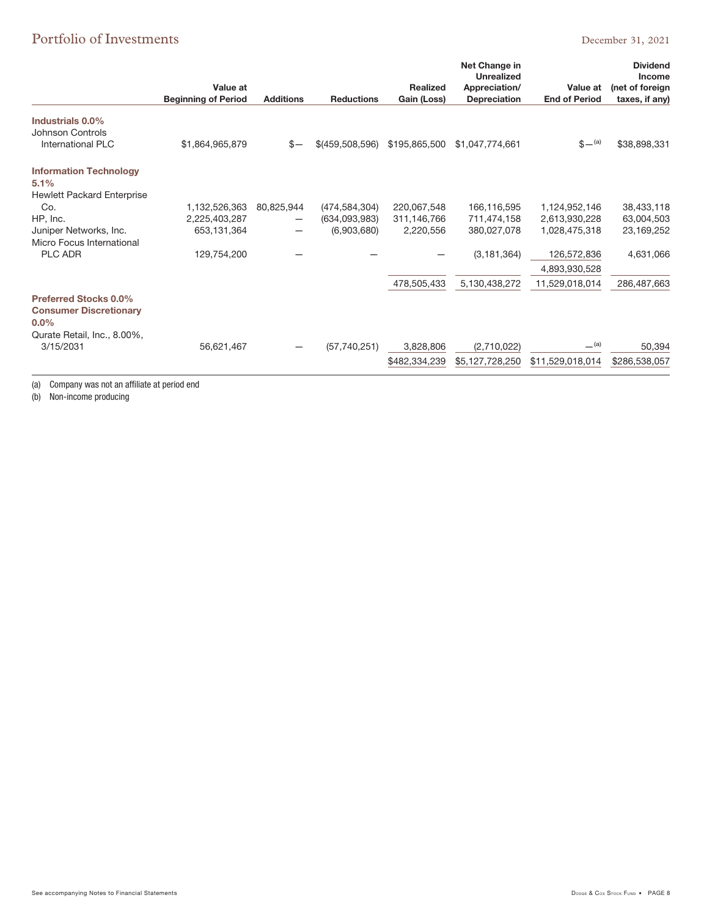# Portfolio of Investments

December 31, 2021

| | Value at Beginning of Period | Additions | Reductions | Realized Gain (Loss) | Net Change in Unrealized Appreciation/ Depreciation | Value at End of Period | Dividend Income (net of foreign taxes, if any) |
|---|---|---|---|---|---|---|---|
| **Industrials 0.0%** | | | | | | | |
| Johnson Controls International PLC | $1,864,965,879 | $— | $(459,508,596) | $195,865,500 | $1,047,774,661 | $—[(a)] | $38,898,331 |
| **Information Technology 5.1%** | | | | | | | |
| Hewlett Packard Enterprise Co. | 1,132,526,363 | 80,825,944 | (474,584,304) | 220,067,548 | 166,116,595 | 1,124,952,146 | 38,433,118 |
| HP, Inc. | 2,225,403,287 | — | (634,093,983) | 311,146,766 | 711,474,158 | 2,613,930,228 | 63,004,503 |
| Juniper Networks, Inc. | 653,131,364 | — | (6,903,680) | 2,220,556 | 380,027,078 | 1,028,475,318 | 23,169,252 |
| Micro Focus International PLC ADR | 129,754,200 | — | — | — | (3,181,364) | 126,572,836 | 4,631,066 |
| | | | | | | 4,893,930,528 | |
| | | | | 478,505,433 | 5,130,438,272 | 11,529,018,014 | 286,487,663 |
| **Preferred Stocks 0.0%** | | | | | | | |
| **Consumer Discretionary 0.0%** | | | | | | | |
| Qurate Retail, Inc., 8.00%, 3/15/2031 | 56,621,467 | — | (57,740,251) | 3,828,806 | (2,710,022) | —[(a)] | 50,394 |
| | | | | $482,334,239 | $5,127,728,250 | $11,529,018,014 | $286,538,057 |

(a) Company was not an affiliate at period end

(b) Non-income producing

See accompanying Notes to Financial Statements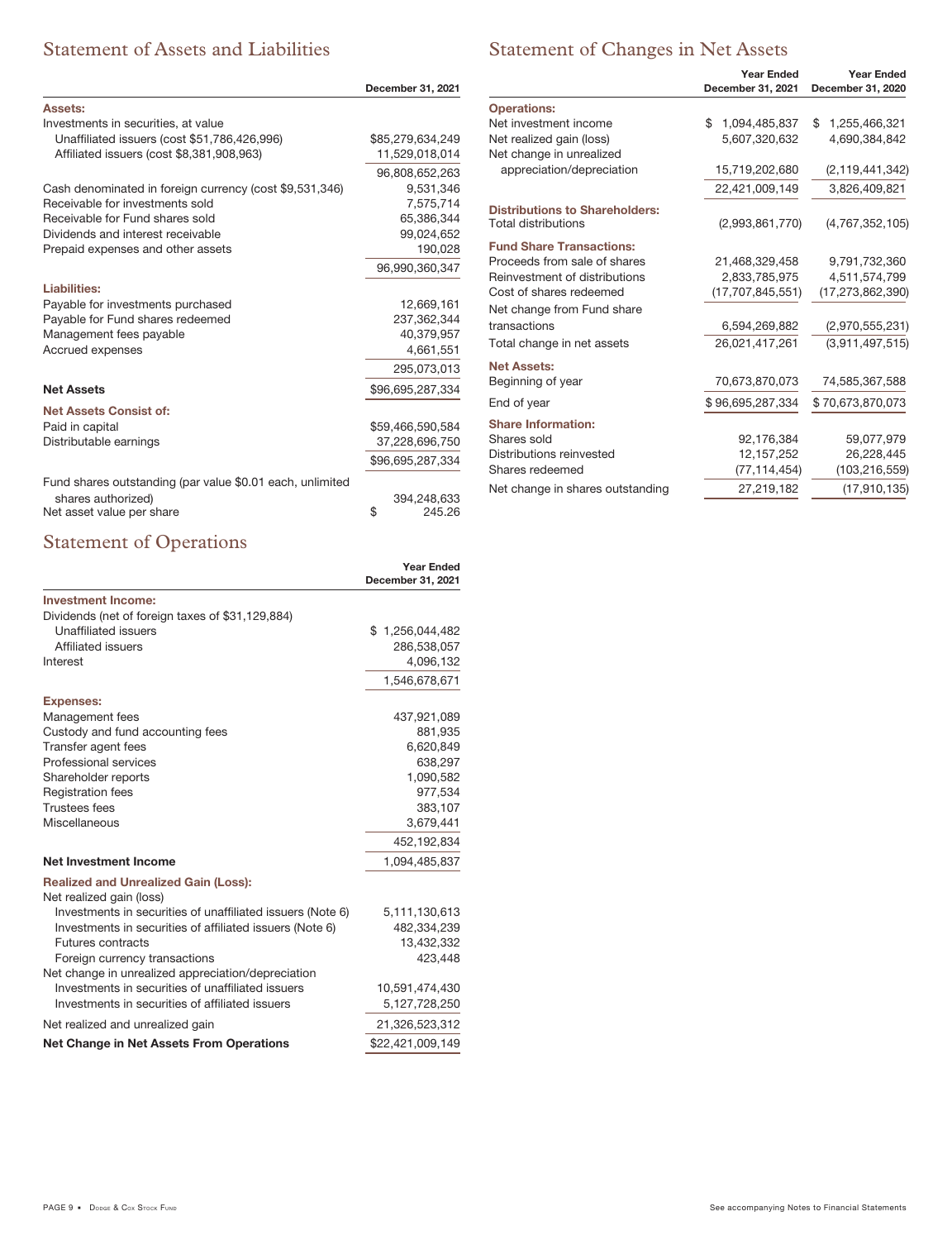## Statement of Assets and Liabilities

| | December 31, 2021 |
|---|---|
| **Assets:** | |
| Investments in securities, at value | |
| Unaffiliated issuers (cost $51,786,426,996) | $85,279,634,249 |
| Affiliated issuers (cost $8,381,908,963) | 11,529,018,014 |
| | 96,808,652,263 |
| Cash denominated in foreign currency (cost $9,531,346) | 9,531,346 |
| Receivable for investments sold | 7,575,714 |
| Receivable for Fund shares sold | 65,386,344 |
| Dividends and interest receivable | 99,024,652 |
| Prepaid expenses and other assets | 190,028 |
| | 96,990,360,347 |
| **Liabilities:** | |
| Payable for investments purchased | 12,669,161 |
| Payable for Fund shares redeemed | 237,362,344 |
| Management fees payable | 40,379,957 |
| Accrued expenses | 4,661,551 |
| | 295,073,013 |
| **Net Assets** | $96,695,287,334 |
| **Net Assets Consist of:** | |
| Paid in capital | $59,466,590,584 |
| Distributable earnings | 37,228,696,750 |
| | $96,695,287,334 |
| Fund shares outstanding (par value $0.01 each, unlimited shares authorized) | 394,248,633 |
| Net asset value per share | $ 245.26 |

## Statement of Operations

| | Year Ended December 31, 2021 |
|---|---|
| **Investment Income:** | |
| Dividends (net of foreign taxes of $31,129,884) | |
| Unaffiliated issuers | $ 1,256,044,482 |
| Affiliated issuers | 286,538,057 |
| Interest | 4,096,132 |
| | 1,546,678,671 |
| **Expenses:** | |
| Management fees | 437,921,089 |
| Custody and fund accounting fees | 881,935 |
| Transfer agent fees | 6,620,849 |
| Professional services | 638,297 |
| Shareholder reports | 1,090,582 |
| Registration fees | 977,534 |
| Trustees fees | 383,107 |
| Miscellaneous | 3,679,441 |
| | 452,192,834 |
| **Net Investment Income** | 1,094,485,837 |
| **Realized and Unrealized Gain (Loss):** | |
| Net realized gain (loss) | |
| Investments in securities of unaffiliated issuers (Note 6) | 5,111,130,613 |
| Investments in securities of affiliated issuers (Note 6) | 482,334,239 |
| Futures contracts | 13,432,332 |
| Foreign currency transactions | 423,448 |
| Net change in unrealized appreciation/depreciation | |
| Investments in securities of unaffiliated issuers | 10,591,474,430 |
| Investments in securities of affiliated issuers | 5,127,728,250 |
| Net realized and unrealized gain | 21,326,523,312 |
| **Net Change in Net Assets From Operations** | $22,421,009,149 |

## Statement of Changes in Net Assets

| | Year Ended December 31, 2021 | Year Ended December 31, 2020 |
|---|---|---|
| **Operations:** | | |
| Net investment income | $ 1,094,485,837 | $ 1,255,466,321 |
| Net realized gain (loss) | 5,607,320,632 | 4,690,384,842 |
| Net change in unrealized appreciation/depreciation | 15,719,202,680 | (2,119,441,342) |
| | 22,421,009,149 | 3,826,409,821 |
| **Distributions to Shareholders:** | | |
| Total distributions | (2,993,861,770) | (4,767,352,105) |
| **Fund Share Transactions:** | | |
| Proceeds from sale of shares | 21,468,329,458 | 9,791,732,360 |
| Reinvestment of distributions | 2,833,785,975 | 4,511,574,799 |
| Cost of shares redeemed | (17,707,845,551) | (17,273,862,390) |
| Net change from Fund share transactions | 6,594,269,882 | (2,970,555,231) |
| Total change in net assets | 26,021,417,261 | (3,911,497,515) |
| **Net Assets:** | | |
| Beginning of year | 70,673,870,073 | 74,585,367,588 |
| End of year | $ 96,695,287,334 | $ 70,673,870,073 |
| **Share Information:** | | |
| Shares sold | 92,176,384 | 59,077,979 |
| Distributions reinvested | 12,157,252 | 26,228,445 |
| Shares redeemed | (77,114,454) | (103,216,559) |
| Net change in shares outstanding | 27,219,182 | (17,910,135) |

See accompanying Notes to Financial Statements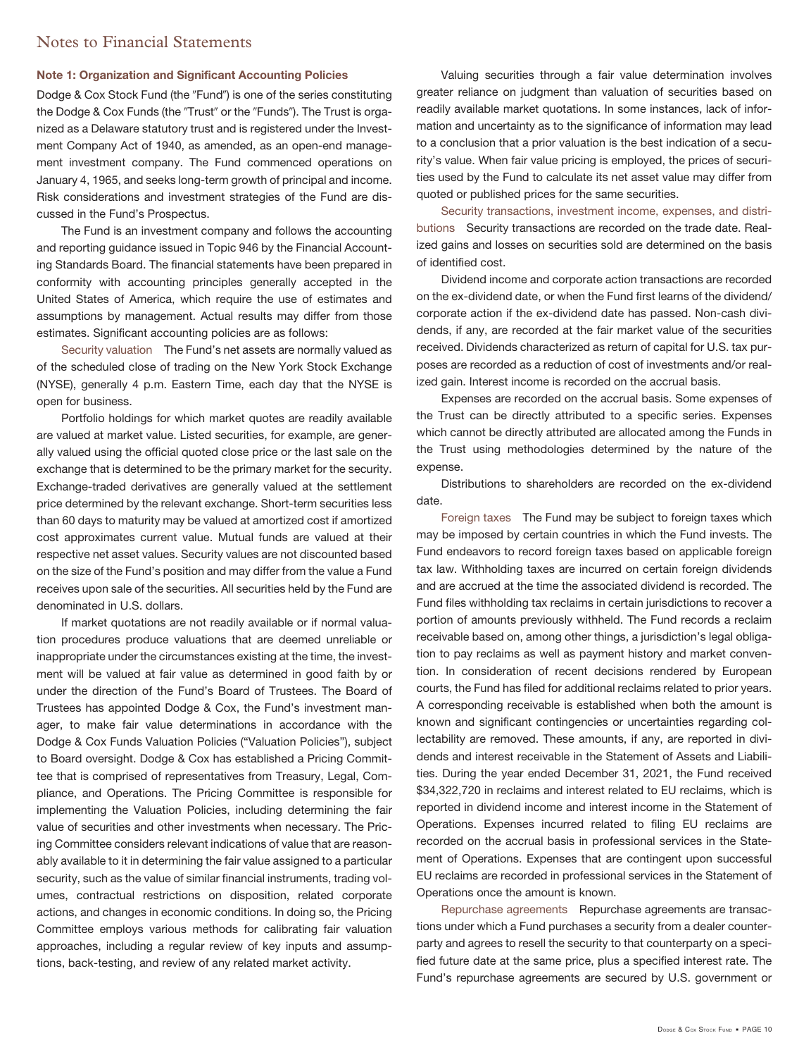# Notes to Financial Statements

**Note 1: Organization and Significant Accounting Policies**

Dodge & Cox Stock Fund (the "Fund") is one of the series constituting the Dodge & Cox Funds (the "Trust" or the "Funds"). The Trust is organized as a Delaware statutory trust and is registered under the Investment Company Act of 1940, as amended, as an open-end management investment company. The Fund commenced operations on January 4, 1965, and seeks long-term growth of principal and income. Risk considerations and investment strategies of the Fund are discussed in the Fund's Prospectus.

The Fund is an investment company and follows the accounting and reporting guidance issued in Topic 946 by the Financial Accounting Standards Board. The financial statements have been prepared in conformity with accounting principles generally accepted in the United States of America, which require the use of estimates and assumptions by management. Actual results may differ from those estimates. Significant accounting policies are as follows:

Security valuation The Fund's net assets are normally valued as of the scheduled close of trading on the New York Stock Exchange (NYSE), generally 4 p.m. Eastern Time, each day that the NYSE is open for business.

Portfolio holdings for which market quotes are readily available are valued at market value. Listed securities, for example, are generally valued using the official quoted close price or the last sale on the exchange that is determined to be the primary market for the security. Exchange-traded derivatives are generally valued at the settlement price determined by the relevant exchange. Short-term securities less than 60 days to maturity may be valued at amortized cost if amortized cost approximates current value. Mutual funds are valued at their respective net asset values. Security values are not discounted based on the size of the Fund's position and may differ from the value a Fund receives upon sale of the securities. All securities held by the Fund are denominated in U.S. dollars.

If market quotations are not readily available or if normal valuation procedures produce valuations that are deemed unreliable or inappropriate under the circumstances existing at the time, the investment will be valued at fair value as determined in good faith by or under the direction of the Fund's Board of Trustees. The Board of Trustees has appointed Dodge & Cox, the Fund's investment manager, to make fair value determinations in accordance with the Dodge & Cox Funds Valuation Policies ("Valuation Policies"), subject to Board oversight. Dodge & Cox has established a Pricing Committee that is comprised of representatives from Treasury, Legal, Compliance, and Operations. The Pricing Committee is responsible for implementing the Valuation Policies, including determining the fair value of securities and other investments when necessary. The Pricing Committee considers relevant indications of value that are reasonably available to it in determining the fair value assigned to a particular security, such as the value of similar financial instruments, trading volumes, contractual restrictions on disposition, related corporate actions, and changes in economic conditions. In doing so, the Pricing Committee employs various methods for calibrating fair valuation approaches, including a regular review of key inputs and assumptions, back-testing, and review of any related market activity.

Valuing securities through a fair value determination involves greater reliance on judgment than valuation of securities based on readily available market quotations. In some instances, lack of information and uncertainty as to the significance of information may lead to a conclusion that a prior valuation is the best indication of a security's value. When fair value pricing is employed, the prices of securities used by the Fund to calculate its net asset value may differ from quoted or published prices for the same securities.

Security transactions, investment income, expenses, and distributions Security transactions are recorded on the trade date. Realized gains and losses on securities sold are determined on the basis of identified cost.

Dividend income and corporate action transactions are recorded on the ex-dividend date, or when the Fund first learns of the dividend/corporate action if the ex-dividend date has passed. Non-cash dividends, if any, are recorded at the fair market value of the securities received. Dividends characterized as return of capital for U.S. tax purposes are recorded as a reduction of cost of investments and/or realized gain. Interest income is recorded on the accrual basis.

Expenses are recorded on the accrual basis. Some expenses of the Trust can be directly attributed to a specific series. Expenses which cannot be directly attributed are allocated among the Funds in the Trust using methodologies determined by the nature of the expense.

Distributions to shareholders are recorded on the ex-dividend date.

Foreign taxes The Fund may be subject to foreign taxes which may be imposed by certain countries in which the Fund invests. The Fund endeavors to record foreign taxes based on applicable foreign tax law. Withholding taxes are incurred on certain foreign dividends and are accrued at the time the associated dividend is recorded. The Fund files withholding tax reclaims in certain jurisdictions to recover a portion of amounts previously withheld. The Fund records a reclaim receivable based on, among other things, a jurisdiction's legal obligation to pay reclaims as well as payment history and market convention. In consideration of recent decisions rendered by European courts, the Fund has filed for additional reclaims related to prior years. A corresponding receivable is established when both the amount is known and significant contingencies or uncertainties regarding collectability are removed. These amounts, if any, are reported in dividends and interest receivable in the Statement of Assets and Liabilities. During the year ended December 31, 2021, the Fund received $34,322,720 in reclaims and interest related to EU reclaims, which is reported in dividend income and interest income in the Statement of Operations. Expenses incurred related to filing EU reclaims are recorded on the accrual basis in professional services in the Statement of Operations. Expenses that are contingent upon successful EU reclaims are recorded in professional services in the Statement of Operations once the amount is known.

Repurchase agreements Repurchase agreements are transactions under which a Fund purchases a security from a dealer counterparty and agrees to resell the security to that counterparty on a specified future date at the same price, plus a specified interest rate. The Fund's repurchase agreements are secured by U.S. government or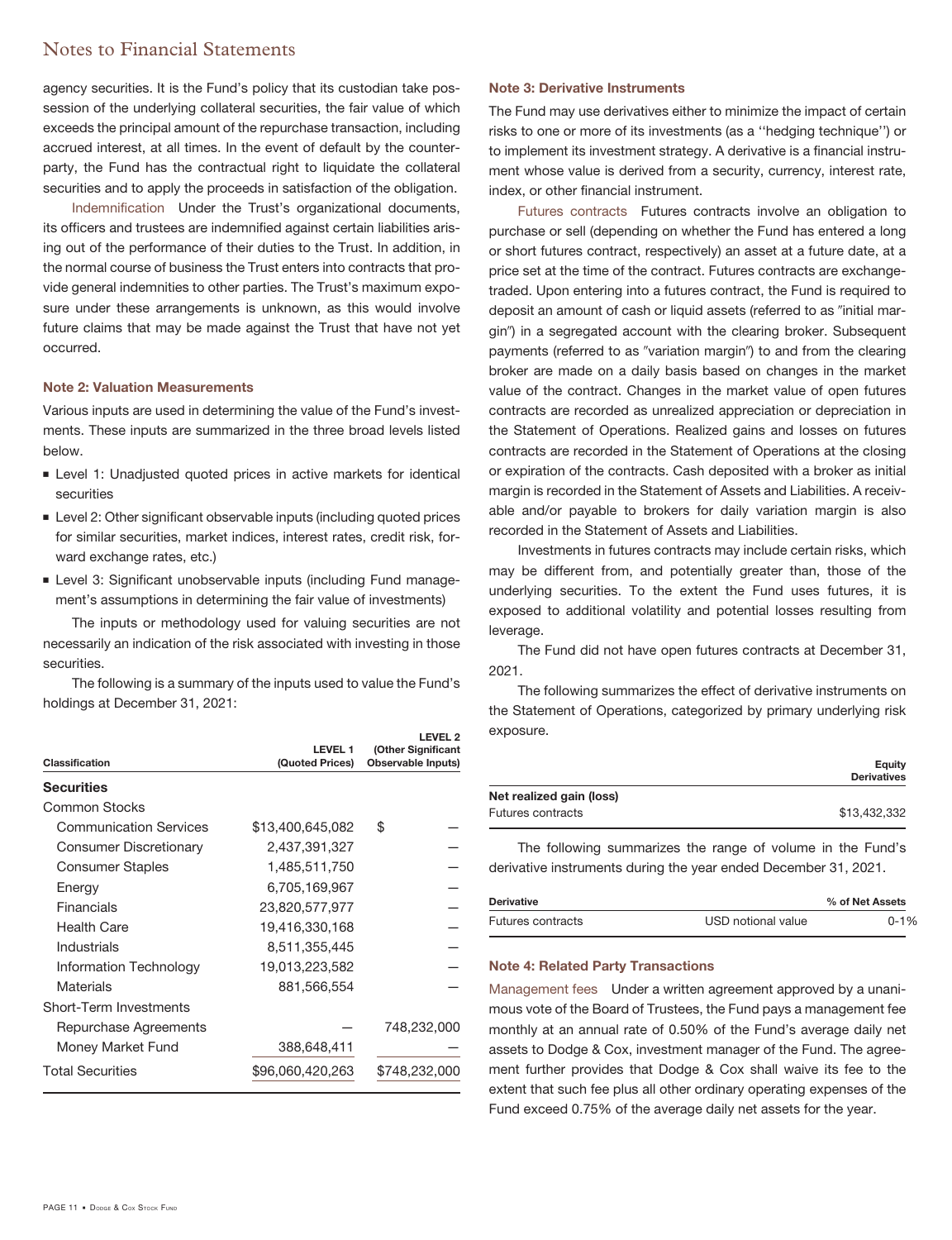agency securities. It is the Fund's policy that its custodian take possession of the underlying collateral securities, the fair value of which exceeds the principal amount of the repurchase transaction, including accrued interest, at all times. In the event of default by the counterparty, the Fund has the contractual right to liquidate the collateral securities and to apply the proceeds in satisfaction of the obligation.

Indemnification Under the Trust's organizational documents, its officers and trustees are indemnified against certain liabilities arising out of the performance of their duties to the Trust. In addition, in the normal course of business the Trust enters into contracts that provide general indemnities to other parties. The Trust's maximum exposure under these arrangements is unknown, as this would involve future claims that may be made against the Trust that have not yet occurred.

**Note 2: Valuation Measurements**

Various inputs are used in determining the value of the Fund's investments. These inputs are summarized in the three broad levels listed below.

- Level 1: Unadjusted quoted prices in active markets for identical securities
- Level 2: Other significant observable inputs (including quoted prices for similar securities, market indices, interest rates, credit risk, forward exchange rates, etc.)
- Level 3: Significant unobservable inputs (including Fund management's assumptions in determining the fair value of investments)

The inputs or methodology used for valuing securities are not necessarily an indication of the risk associated with investing in those securities.

The following is a summary of the inputs used to value the Fund's holdings at December 31, 2021:

| Classification | LEVEL 1 (Quoted Prices) | LEVEL 2 (Other Significant Observable Inputs) |
|---|---|---|
| **Securities** | | |
| Common Stocks | | |
| Communication Services | $13,400,645,082 | $ — |
| Consumer Discretionary | 2,437,391,327 | — |
| Consumer Staples | 1,485,511,750 | — |
| Energy | 6,705,169,967 | — |
| Financials | 23,820,577,977 | — |
| Health Care | 19,416,330,168 | — |
| Industrials | 8,511,355,445 | — |
| Information Technology | 19,013,223,582 | — |
| Materials | 881,566,554 | — |
| Short-Term Investments | | |
| Repurchase Agreements | — | 748,232,000 |
| Money Market Fund | 388,648,411 | — |
| Total Securities | $96,060,420,263 | $748,232,000 |

**Note 3: Derivative Instruments**

The Fund may use derivatives either to minimize the impact of certain risks to one or more of its investments (as a "hedging technique") or to implement its investment strategy. A derivative is a financial instrument whose value is derived from a security, currency, interest rate, index, or other financial instrument.

Futures contracts Futures contracts involve an obligation to purchase or sell (depending on whether the Fund has entered a long or short futures contract, respectively) an asset at a future date, at a price set at the time of the contract. Futures contracts are exchange-traded. Upon entering into a futures contract, the Fund is required to deposit an amount of cash or liquid assets (referred to as "initial margin") in a segregated account with the clearing broker. Subsequent payments (referred to as "variation margin") to and from the clearing broker are made on a daily basis based on changes in the market value of the contract. Changes in the market value of open futures contracts are recorded as unrealized appreciation or depreciation in the Statement of Operations. Realized gains and losses on futures contracts are recorded in the Statement of Operations at the closing or expiration of the contracts. Cash deposited with a broker as initial margin is recorded in the Statement of Assets and Liabilities. A receivable and/or payable to brokers for daily variation margin is also recorded in the Statement of Assets and Liabilities.

Investments in futures contracts may include certain risks, which may be different from, and potentially greater than, those of the underlying securities. To the extent the Fund uses futures, it is exposed to additional volatility and potential losses resulting from leverage.

The Fund did not have open futures contracts at December 31, 2021.

The following summarizes the effect of derivative instruments on the Statement of Operations, categorized by primary underlying risk exposure.

| | Equity Derivatives |
|---|---|
| **Net realized gain (loss)** | |
| Futures contracts | $13,432,332 |

The following summarizes the range of volume in the Fund's derivative instruments during the year ended December 31, 2021.

| Derivative | | % of Net Assets |
|---|---|---|
| Futures contracts | USD notional value | 0-1% |

**Note 4: Related Party Transactions**

Management fees Under a written agreement approved by a unanimous vote of the Board of Trustees, the Fund pays a management fee monthly at an annual rate of 0.50% of the Fund's average daily net assets to Dodge & Cox, investment manager of the Fund. The agreement further provides that Dodge & Cox shall waive its fee to the extent that such fee plus all other ordinary operating expenses of the Fund exceed 0.75% of the average daily net assets for the year.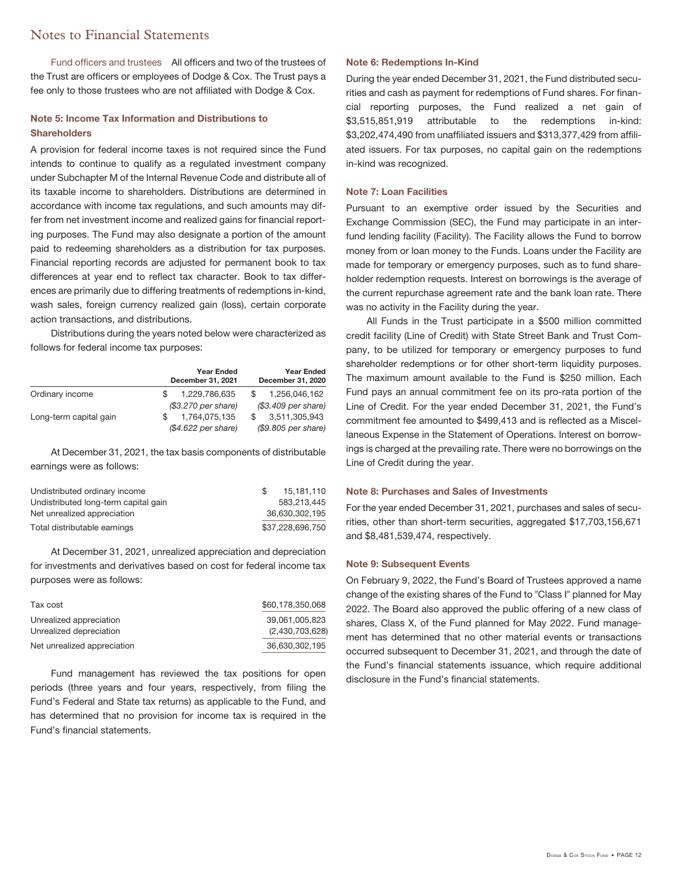# Notes to Financial Statements

Fund officers and trustees All officers and two of the trustees of the Trust are officers or employees of Dodge & Cox. The Trust pays a fee only to those trustees who are not affiliated with Dodge & Cox.

### Note 5: Income Tax Information and Distributions to Shareholders

A provision for federal income taxes is not required since the Fund intends to continue to qualify as a regulated investment company under Subchapter M of the Internal Revenue Code and distribute all of its taxable income to shareholders. Distributions are determined in accordance with income tax regulations, and such amounts may differ from net investment income and realized gains for financial reporting purposes. The Fund may also designate a portion of the amount paid to redeeming shareholders as a distribution for tax purposes. Financial reporting records are adjusted for permanent book to tax differences at year end to reflect tax character. Book to tax differences are primarily due to differing treatments of redemptions in-kind, wash sales, foreign currency realized gain (loss), certain corporate action transactions, and distributions.

Distributions during the years noted below were characterized as follows for federal income tax purposes:

| | Year Ended December 31, 2021 | Year Ended December 31, 2020 |
|---|---|---|
| Ordinary income | $ 1,229,786,635 | $ 1,256,046,162 |
| | *($3.270 per share)* | *($3.409 per share)* |
| Long-term capital gain | $ 1,764,075,135 | $ 3,511,305,943 |
| | *($4.622 per share)* | *($9.805 per share)* |

At December 31, 2021, the tax basis components of distributable earnings were as follows:

| | |
|---|---|
| Undistributed ordinary income | $ 15,181,110 |
| Undistributed long-term capital gain | 583,213,445 |
| Net unrealized appreciation | 36,630,302,195 |
| Total distributable earnings | $37,228,696,750 |

At December 31, 2021, unrealized appreciation and depreciation for investments and derivatives based on cost for federal income tax purposes were as follows:

| | |
|---|---|
| Tax cost | $60,178,350,068 |
| Unrealized appreciation | 39,061,005,823 |
| Unrealized depreciation | (2,430,703,628) |
| Net unrealized appreciation | 36,630,302,195 |

Fund management has reviewed the tax positions for open periods (three years and four years, respectively, from filing the Fund's Federal and State tax returns) as applicable to the Fund, and has determined that no provision for income tax is required in the Fund's financial statements.

### Note 6: Redemptions In-Kind

During the year ended December 31, 2021, the Fund distributed securities and cash as payment for redemptions of Fund shares. For financial reporting purposes, the Fund realized a net gain of $3,515,851,919 attributable to the redemptions in-kind: $3,202,474,490 from unaffiliated issuers and $313,377,429 from affiliated issuers. For tax purposes, no capital gain on the redemptions in-kind was recognized.

### Note 7: Loan Facilities

Pursuant to an exemptive order issued by the Securities and Exchange Commission (SEC), the Fund may participate in an interfund lending facility (Facility). The Facility allows the Fund to borrow money from or loan money to the Funds. Loans under the Facility are made for temporary or emergency purposes, such as to fund shareholder redemption requests. Interest on borrowings is the average of the current repurchase agreement rate and the bank loan rate. There was no activity in the Facility during the year.

All Funds in the Trust participate in a $500 million committed credit facility (Line of Credit) with State Street Bank and Trust Company, to be utilized for temporary or emergency purposes to fund shareholder redemptions or for other short-term liquidity purposes. The maximum amount available to the Fund is $250 million. Each Fund pays an annual commitment fee on its pro-rata portion of the Line of Credit. For the year ended December 31, 2021, the Fund's commitment fee amounted to $499,413 and is reflected as a Miscellaneous Expense in the Statement of Operations. Interest on borrowings is charged at the prevailing rate. There were no borrowings on the Line of Credit during the year.

### Note 8: Purchases and Sales of Investments

For the year ended December 31, 2021, purchases and sales of securities, other than short-term securities, aggregated $17,703,156,671 and $8,481,539,474, respectively.

### Note 9: Subsequent Events

On February 9, 2022, the Fund's Board of Trustees approved a name change of the existing shares of the Fund to "Class I" planned for May 2022. The Board also approved the public offering of a new class of shares, Class X, of the Fund planned for May 2022. Fund management has determined that no other material events or transactions occurred subsequent to December 31, 2021, and through the date of the Fund's financial statements issuance, which require additional disclosure in the Fund's financial statements.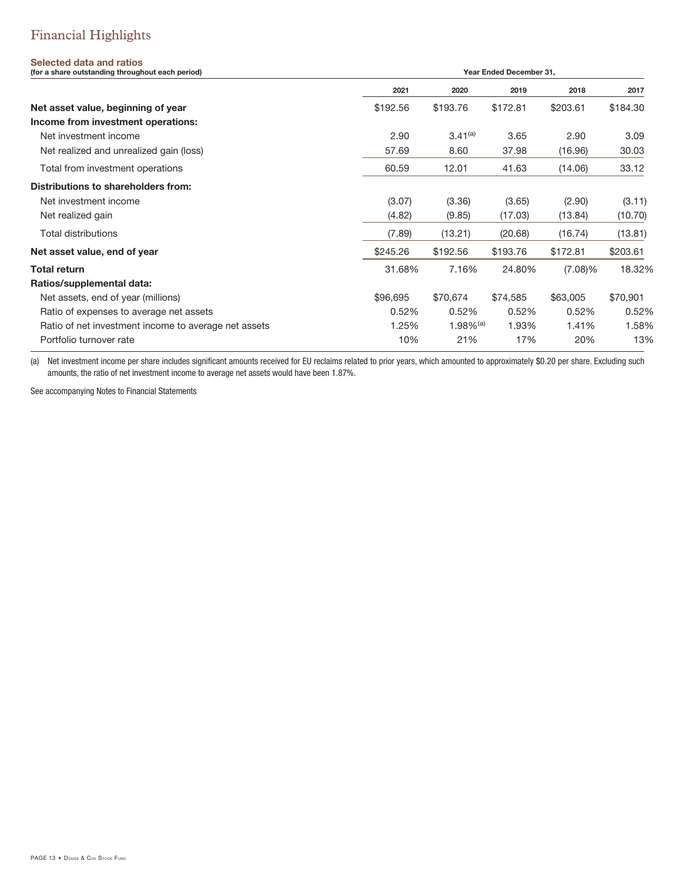# Financial Highlights

**Selected data and ratios**
**(for a share outstanding throughout each period)**

| | Year Ended December 31, | | | | |
|---|---|---|---|---|---|
| | 2021 | 2020 | 2019 | 2018 | 2017 |
| **Net asset value, beginning of year** | $192.56 | $193.76 | $172.81 | $203.61 | $184.30 |
| **Income from investment operations:** | | | | | |
| Net investment income | 2.90 | 3.41[(a)] | 3.65 | 2.90 | 3.09 |
| Net realized and unrealized gain (loss) | 57.69 | 8.60 | 37.98 | (16.96) | 30.03 |
| Total from investment operations | 60.59 | 12.01 | 41.63 | (14.06) | 33.12 |
| **Distributions to shareholders from:** | | | | | |
| Net investment income | (3.07) | (3.36) | (3.65) | (2.90) | (3.11) |
| Net realized gain | (4.82) | (9.85) | (17.03) | (13.84) | (10.70) |
| Total distributions | (7.89) | (13.21) | (20.68) | (16.74) | (13.81) |
| **Net asset value, end of year** | $245.26 | $192.56 | $193.76 | $172.81 | $203.61 |
| **Total return** | 31.68% | 7.16% | 24.80% | (7.08)% | 18.32% |
| **Ratios/supplemental data:** | | | | | |
| Net assets, end of year (millions) | $96,695 | $70,674 | $74,585 | $63,005 | $70,901 |
| Ratio of expenses to average net assets | 0.52% | 0.52% | 0.52% | 0.52% | 0.52% |
| Ratio of net investment income to average net assets | 1.25% | 1.98%[(a)] | 1.93% | 1.41% | 1.58% |
| Portfolio turnover rate | 10% | 21% | 17% | 20% | 13% |

(a) Net investment income per share includes significant amounts received for EU reclaims related to prior years, which amounted to approximately $0.20 per share. Excluding such amounts, the ratio of net investment income to average net assets would have been 1.87%.

See accompanying Notes to Financial Statements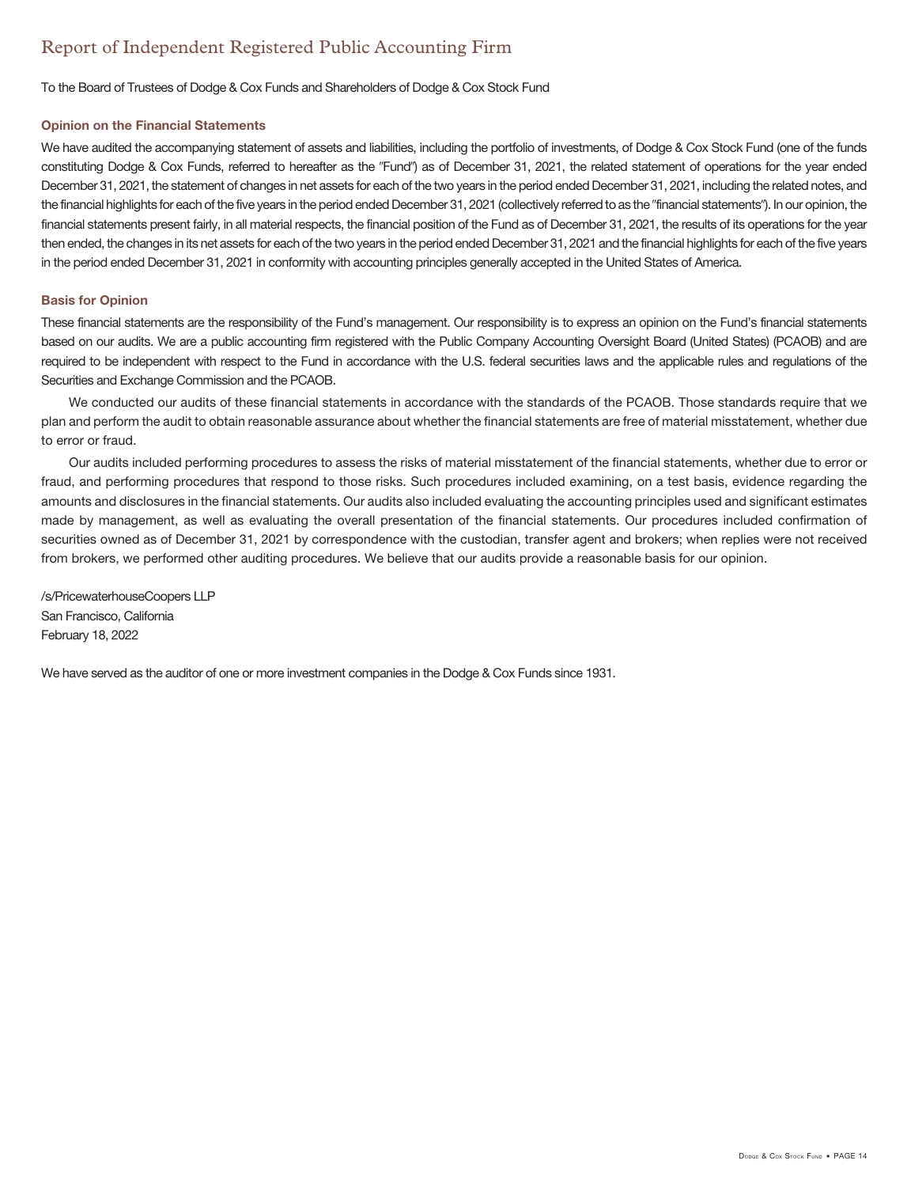# Report of Independent Registered Public Accounting Firm

To the Board of Trustees of Dodge & Cox Funds and Shareholders of Dodge & Cox Stock Fund

### Opinion on the Financial Statements

We have audited the accompanying statement of assets and liabilities, including the portfolio of investments, of Dodge & Cox Stock Fund (one of the funds constituting Dodge & Cox Funds, referred to hereafter as the "Fund") as of December 31, 2021, the related statement of operations for the year ended December 31, 2021, the statement of changes in net assets for each of the two years in the period ended December 31, 2021, including the related notes, and the financial highlights for each of the five years in the period ended December 31, 2021 (collectively referred to as the "financial statements"). In our opinion, the financial statements present fairly, in all material respects, the financial position of the Fund as of December 31, 2021, the results of its operations for the year then ended, the changes in its net assets for each of the two years in the period ended December 31, 2021 and the financial highlights for each of the five years in the period ended December 31, 2021 in conformity with accounting principles generally accepted in the United States of America.

### Basis for Opinion

These financial statements are the responsibility of the Fund's management. Our responsibility is to express an opinion on the Fund's financial statements based on our audits. We are a public accounting firm registered with the Public Company Accounting Oversight Board (United States) (PCAOB) and are required to be independent with respect to the Fund in accordance with the U.S. federal securities laws and the applicable rules and regulations of the Securities and Exchange Commission and the PCAOB.

We conducted our audits of these financial statements in accordance with the standards of the PCAOB. Those standards require that we plan and perform the audit to obtain reasonable assurance about whether the financial statements are free of material misstatement, whether due to error or fraud.

Our audits included performing procedures to assess the risks of material misstatement of the financial statements, whether due to error or fraud, and performing procedures that respond to those risks. Such procedures included examining, on a test basis, evidence regarding the amounts and disclosures in the financial statements. Our audits also included evaluating the accounting principles used and significant estimates made by management, as well as evaluating the overall presentation of the financial statements. Our procedures included confirmation of securities owned as of December 31, 2021 by correspondence with the custodian, transfer agent and brokers; when replies were not received from brokers, we performed other auditing procedures. We believe that our audits provide a reasonable basis for our opinion.

/s/PricewaterhouseCoopers LLP  
San Francisco, California  
February 18, 2022

We have served as the auditor of one or more investment companies in the Dodge & Cox Funds since 1931.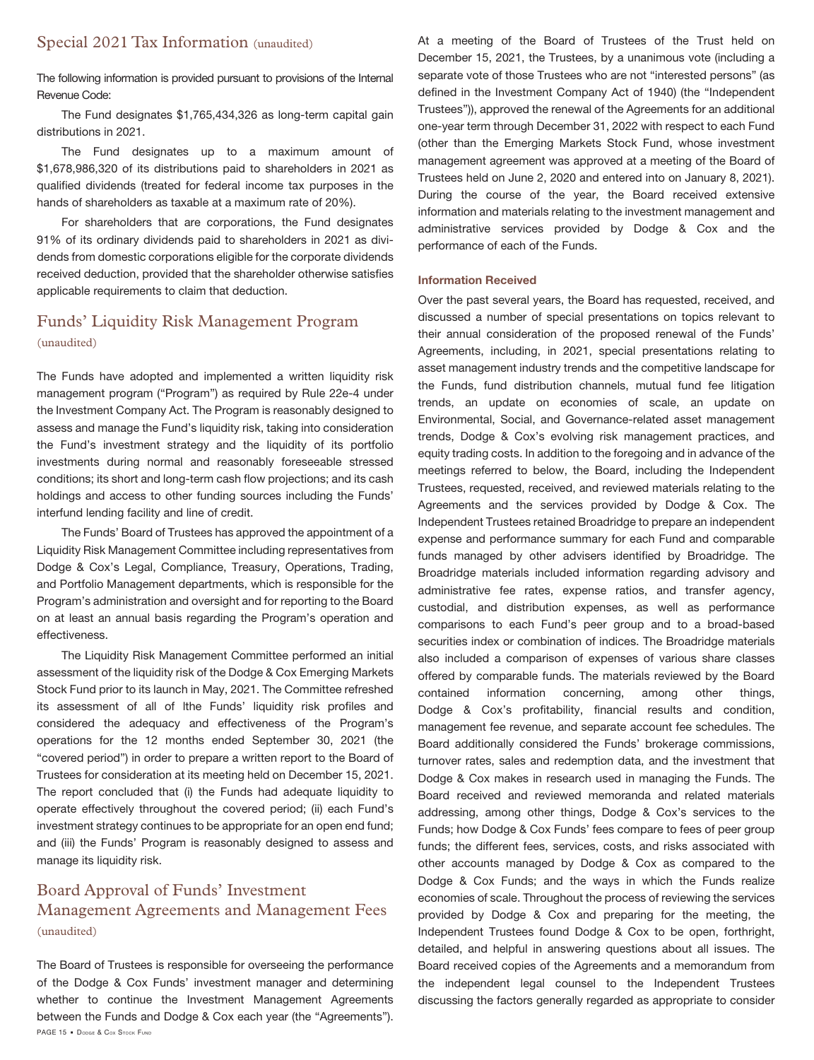## Special 2021 Tax Information (unaudited)

The following information is provided pursuant to provisions of the Internal Revenue Code:

The Fund designates $1,765,434,326 as long-term capital gain distributions in 2021.

The Fund designates up to a maximum amount of $1,678,986,320 of its distributions paid to shareholders in 2021 as qualified dividends (treated for federal income tax purposes in the hands of shareholders as taxable at a maximum rate of 20%).

For shareholders that are corporations, the Fund designates 91% of its ordinary dividends paid to shareholders in 2021 as dividends from domestic corporations eligible for the corporate dividends received deduction, provided that the shareholder otherwise satisfies applicable requirements to claim that deduction.

## Funds' Liquidity Risk Management Program (unaudited)

The Funds have adopted and implemented a written liquidity risk management program ("Program") as required by Rule 22e-4 under the Investment Company Act. The Program is reasonably designed to assess and manage the Fund's liquidity risk, taking into consideration the Fund's investment strategy and the liquidity of its portfolio investments during normal and reasonably foreseeable stressed conditions; its short and long-term cash flow projections; and its cash holdings and access to other funding sources including the Funds' interfund lending facility and line of credit.

The Funds' Board of Trustees has approved the appointment of a Liquidity Risk Management Committee including representatives from Dodge & Cox's Legal, Compliance, Treasury, Operations, Trading, and Portfolio Management departments, which is responsible for the Program's administration and oversight and for reporting to the Board on at least an annual basis regarding the Program's operation and effectiveness.

The Liquidity Risk Management Committee performed an initial assessment of the liquidity risk of the Dodge & Cox Emerging Markets Stock Fund prior to its launch in May, 2021. The Committee refreshed its assessment of all of lthe Funds' liquidity risk profiles and considered the adequacy and effectiveness of the Program's operations for the 12 months ended September 30, 2021 (the "covered period") in order to prepare a written report to the Board of Trustees for consideration at its meeting held on December 15, 2021. The report concluded that (i) the Funds had adequate liquidity to operate effectively throughout the covered period; (ii) each Fund's investment strategy continues to be appropriate for an open end fund; and (iii) the Funds' Program is reasonably designed to assess and manage its liquidity risk.

## Board Approval of Funds' Investment Management Agreements and Management Fees (unaudited)

The Board of Trustees is responsible for overseeing the performance of the Dodge & Cox Funds' investment manager and determining whether to continue the Investment Management Agreements between the Funds and Dodge & Cox each year (the "Agreements"). At a meeting of the Board of Trustees of the Trust held on December 15, 2021, the Trustees, by a unanimous vote (including a separate vote of those Trustees who are not "interested persons" (as defined in the Investment Company Act of 1940) (the "Independent Trustees")), approved the renewal of the Agreements for an additional one-year term through December 31, 2022 with respect to each Fund (other than the Emerging Markets Stock Fund, whose investment management agreement was approved at a meeting of the Board of Trustees held on June 2, 2020 and entered into on January 8, 2021). During the course of the year, the Board received extensive information and materials relating to the investment management and administrative services provided by Dodge & Cox and the performance of each of the Funds.

### Information Received

Over the past several years, the Board has requested, received, and discussed a number of special presentations on topics relevant to their annual consideration of the proposed renewal of the Funds' Agreements, including, in 2021, special presentations relating to asset management industry trends and the competitive landscape for the Funds, fund distribution channels, mutual fund fee litigation trends, an update on economies of scale, an update on Environmental, Social, and Governance-related asset management trends, Dodge & Cox's evolving risk management practices, and equity trading costs. In addition to the foregoing and in advance of the meetings referred to below, the Board, including the Independent Trustees, requested, received, and reviewed materials relating to the Agreements and the services provided by Dodge & Cox. The Independent Trustees retained Broadridge to prepare an independent expense and performance summary for each Fund and comparable funds managed by other advisers identified by Broadridge. The Broadridge materials included information regarding advisory and administrative fee rates, expense ratios, and transfer agency, custodial, and distribution expenses, as well as performance comparisons to each Fund's peer group and to a broad-based securities index or combination of indices. The Broadridge materials also included a comparison of expenses of various share classes offered by comparable funds. The materials reviewed by the Board contained information concerning, among other things, Dodge & Cox's profitability, financial results and condition, management fee revenue, and separate account fee schedules. The Board additionally considered the Funds' brokerage commissions, turnover rates, sales and redemption data, and the investment that Dodge & Cox makes in research used in managing the Funds. The Board received and reviewed memoranda and related materials addressing, among other things, Dodge & Cox's services to the Funds; how Dodge & Cox Funds' fees compare to fees of peer group funds; the different fees, services, costs, and risks associated with other accounts managed by Dodge & Cox as compared to the Dodge & Cox Funds; and the ways in which the Funds realize economies of scale. Throughout the process of reviewing the services provided by Dodge & Cox and preparing for the meeting, the Independent Trustees found Dodge & Cox to be open, forthright, detailed, and helpful in answering questions about all issues. The Board received copies of the Agreements and a memorandum from the independent legal counsel to the Independent Trustees discussing the factors generally regarded as appropriate to consider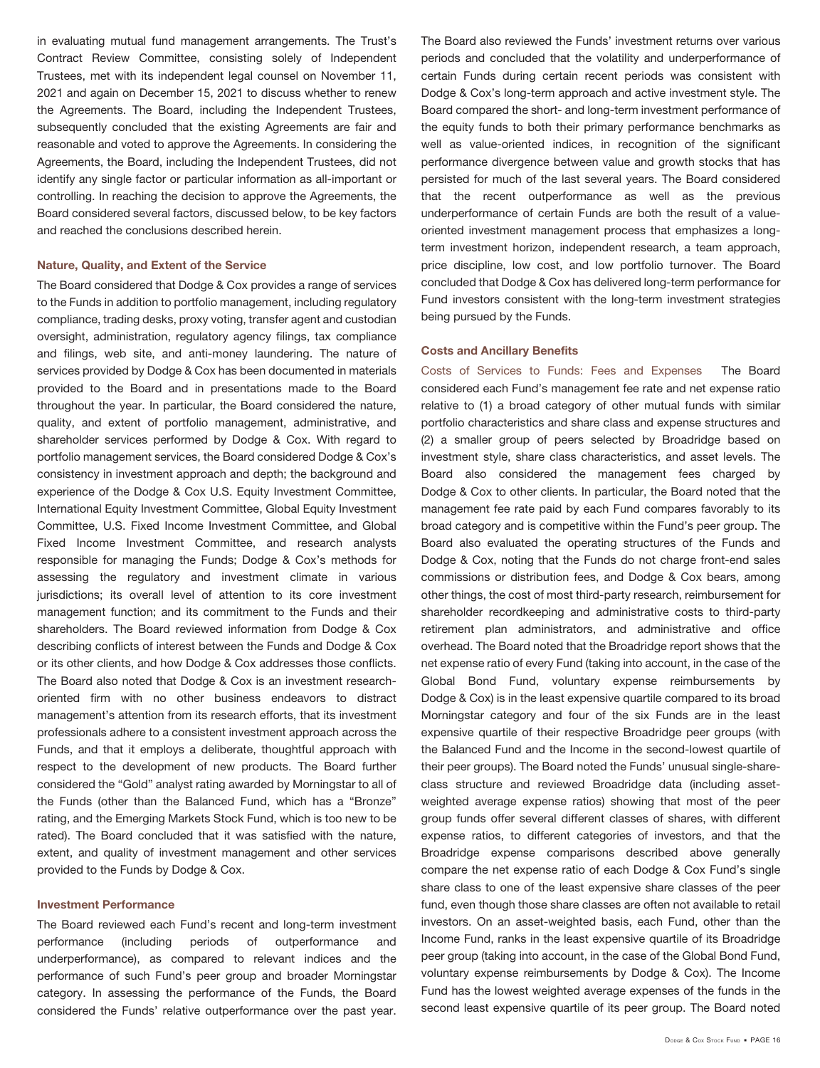in evaluating mutual fund management arrangements. The Trust's Contract Review Committee, consisting solely of Independent Trustees, met with its independent legal counsel on November 11, 2021 and again on December 15, 2021 to discuss whether to renew the Agreements. The Board, including the Independent Trustees, subsequently concluded that the existing Agreements are fair and reasonable and voted to approve the Agreements. In considering the Agreements, the Board, including the Independent Trustees, did not identify any single factor or particular information as all-important or controlling. In reaching the decision to approve the Agreements, the Board considered several factors, discussed below, to be key factors and reached the conclusions described herein.

### Nature, Quality, and Extent of the Service

The Board considered that Dodge & Cox provides a range of services to the Funds in addition to portfolio management, including regulatory compliance, trading desks, proxy voting, transfer agent and custodian oversight, administration, regulatory agency filings, tax compliance and filings, web site, and anti-money laundering. The nature of services provided by Dodge & Cox has been documented in materials provided to the Board and in presentations made to the Board throughout the year. In particular, the Board considered the nature, quality, and extent of portfolio management, administrative, and shareholder services performed by Dodge & Cox. With regard to portfolio management services, the Board considered Dodge & Cox's consistency in investment approach and depth; the background and experience of the Dodge & Cox U.S. Equity Investment Committee, International Equity Investment Committee, Global Equity Investment Committee, U.S. Fixed Income Investment Committee, and Global Fixed Income Investment Committee, and research analysts responsible for managing the Funds; Dodge & Cox's methods for assessing the regulatory and investment climate in various jurisdictions; its overall level of attention to its core investment management function; and its commitment to the Funds and their shareholders. The Board reviewed information from Dodge & Cox describing conflicts of interest between the Funds and Dodge & Cox or its other clients, and how Dodge & Cox addresses those conflicts. The Board also noted that Dodge & Cox is an investment research-oriented firm with no other business endeavors to distract management's attention from its research efforts, that its investment professionals adhere to a consistent investment approach across the Funds, and that it employs a deliberate, thoughtful approach with respect to the development of new products. The Board further considered the "Gold" analyst rating awarded by Morningstar to all of the Funds (other than the Balanced Fund, which has a "Bronze" rating, and the Emerging Markets Stock Fund, which is too new to be rated). The Board concluded that it was satisfied with the nature, extent, and quality of investment management and other services provided to the Funds by Dodge & Cox.

### Investment Performance

The Board reviewed each Fund's recent and long-term investment performance (including periods of outperformance and underperformance), as compared to relevant indices and the performance of such Fund's peer group and broader Morningstar category. In assessing the performance of the Funds, the Board considered the Funds' relative outperformance over the past year. The Board also reviewed the Funds' investment returns over various periods and concluded that the volatility and underperformance of certain Funds during certain recent periods was consistent with Dodge & Cox's long-term approach and active investment style. The Board compared the short- and long-term investment performance of the equity funds to both their primary performance benchmarks as well as value-oriented indices, in recognition of the significant performance divergence between value and growth stocks that has persisted for much of the last several years. The Board considered that the recent outperformance as well as the previous underperformance of certain Funds are both the result of a value-oriented investment management process that emphasizes a long-term investment horizon, independent research, a team approach, price discipline, low cost, and low portfolio turnover. The Board concluded that Dodge & Cox has delivered long-term performance for Fund investors consistent with the long-term investment strategies being pursued by the Funds.

### Costs and Ancillary Benefits

Costs of Services to Funds: Fees and Expenses The Board considered each Fund's management fee rate and net expense ratio relative to (1) a broad category of other mutual funds with similar portfolio characteristics and share class and expense structures and (2) a smaller group of peers selected by Broadridge based on investment style, share class characteristics, and asset levels. The Board also considered the management fees charged by Dodge & Cox to other clients. In particular, the Board noted that the management fee rate paid by each Fund compares favorably to its broad category and is competitive within the Fund's peer group. The Board also evaluated the operating structures of the Funds and Dodge & Cox, noting that the Funds do not charge front-end sales commissions or distribution fees, and Dodge & Cox bears, among other things, the cost of most third-party research, reimbursement for shareholder recordkeeping and administrative costs to third-party retirement plan administrators, and administrative and office overhead. The Board noted that the Broadridge report shows that the net expense ratio of every Fund (taking into account, in the case of the Global Bond Fund, voluntary expense reimbursements by Dodge & Cox) is in the least expensive quartile compared to its broad Morningstar category and four of the six Funds are in the least expensive quartile of their respective Broadridge peer groups (with the Balanced Fund and the Income in the second-lowest quartile of their peer groups). The Board noted the Funds' unusual single-share-class structure and reviewed Broadridge data (including asset-weighted average expense ratios) showing that most of the peer group funds offer several different classes of shares, with different expense ratios, to different categories of investors, and that the Broadridge expense comparisons described above generally compare the net expense ratio of each Dodge & Cox Fund's single share class to one of the least expensive share classes of the peer fund, even though those share classes are often not available to retail investors. On an asset-weighted basis, each Fund, other than the Income Fund, ranks in the least expensive quartile of its Broadridge peer group (taking into account, in the case of the Global Bond Fund, voluntary expense reimbursements by Dodge & Cox). The Income Fund has the lowest weighted average expenses of the funds in the second least expensive quartile of its peer group. The Board noted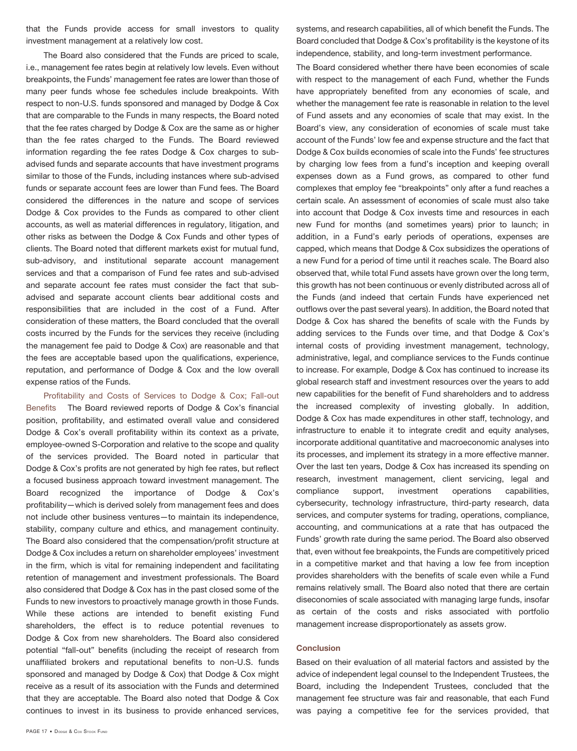that the Funds provide access for small investors to quality investment management at a relatively low cost.

The Board also considered that the Funds are priced to scale, i.e., management fee rates begin at relatively low levels. Even without breakpoints, the Funds' management fee rates are lower than those of many peer funds whose fee schedules include breakpoints. With respect to non-U.S. funds sponsored and managed by Dodge & Cox that are comparable to the Funds in many respects, the Board noted that the fee rates charged by Dodge & Cox are the same as or higher than the fee rates charged to the Funds. The Board reviewed information regarding the fee rates Dodge & Cox charges to sub-advised funds and separate accounts that have investment programs similar to those of the Funds, including instances where sub-advised funds or separate account fees are lower than Fund fees. The Board considered the differences in the nature and scope of services Dodge & Cox provides to the Funds as compared to other client accounts, as well as material differences in regulatory, litigation, and other risks as between the Dodge & Cox Funds and other types of clients. The Board noted that different markets exist for mutual fund, sub-advisory, and institutional separate account management services and that a comparison of Fund fee rates and sub-advised and separate account fee rates must consider the fact that sub-advised and separate account clients bear additional costs and responsibilities that are included in the cost of a Fund. After consideration of these matters, the Board concluded that the overall costs incurred by the Funds for the services they receive (including the management fee paid to Dodge & Cox) are reasonable and that the fees are acceptable based upon the qualifications, experience, reputation, and performance of Dodge & Cox and the low overall expense ratios of the Funds.

Profitability and Costs of Services to Dodge & Cox; Fall-out Benefits The Board reviewed reports of Dodge & Cox's financial position, profitability, and estimated overall value and considered Dodge & Cox's overall profitability within its context as a private, employee-owned S-Corporation and relative to the scope and quality of the services provided. The Board noted in particular that Dodge & Cox's profits are not generated by high fee rates, but reflect a focused business approach toward investment management. The Board recognized the importance of Dodge & Cox's profitability—which is derived solely from management fees and does not include other business ventures—to maintain its independence, stability, company culture and ethics, and management continuity. The Board also considered that the compensation/profit structure at Dodge & Cox includes a return on shareholder employees' investment in the firm, which is vital for remaining independent and facilitating retention of management and investment professionals. The Board also considered that Dodge & Cox has in the past closed some of the Funds to new investors to proactively manage growth in those Funds. While these actions are intended to benefit existing Fund shareholders, the effect is to reduce potential revenues to Dodge & Cox from new shareholders. The Board also considered potential "fall-out" benefits (including the receipt of research from unaffiliated brokers and reputational benefits to non-U.S. funds sponsored and managed by Dodge & Cox) that Dodge & Cox might receive as a result of its association with the Funds and determined that they are acceptable. The Board also noted that Dodge & Cox continues to invest in its business to provide enhanced services, systems, and research capabilities, all of which benefit the Funds. The Board concluded that Dodge & Cox's profitability is the keystone of its independence, stability, and long-term investment performance.

The Board considered whether there have been economies of scale with respect to the management of each Fund, whether the Funds have appropriately benefited from any economies of scale, and whether the management fee rate is reasonable in relation to the level of Fund assets and any economies of scale that may exist. In the Board's view, any consideration of economies of scale must take account of the Funds' low fee and expense structure and the fact that Dodge & Cox builds economies of scale into the Funds' fee structures by charging low fees from a fund's inception and keeping overall expenses down as a Fund grows, as compared to other fund complexes that employ fee "breakpoints" only after a fund reaches a certain scale. An assessment of economies of scale must also take into account that Dodge & Cox invests time and resources in each new Fund for months (and sometimes years) prior to launch; in addition, in a Fund's early periods of operations, expenses are capped, which means that Dodge & Cox subsidizes the operations of a new Fund for a period of time until it reaches scale. The Board also observed that, while total Fund assets have grown over the long term, this growth has not been continuous or evenly distributed across all of the Funds (and indeed that certain Funds have experienced net outflows over the past several years). In addition, the Board noted that Dodge & Cox has shared the benefits of scale with the Funds by adding services to the Funds over time, and that Dodge & Cox's internal costs of providing investment management, technology, administrative, legal, and compliance services to the Funds continue to increase. For example, Dodge & Cox has continued to increase its global research staff and investment resources over the years to add new capabilities for the benefit of Fund shareholders and to address the increased complexity of investing globally. In addition, Dodge & Cox has made expenditures in other staff, technology, and infrastructure to enable it to integrate credit and equity analyses, incorporate additional quantitative and macroeconomic analyses into its processes, and implement its strategy in a more effective manner. Over the last ten years, Dodge & Cox has increased its spending on research, investment management, client servicing, legal and compliance support, investment operations capabilities, cybersecurity, technology infrastructure, third-party research, data services, and computer systems for trading, operations, compliance, accounting, and communications at a rate that has outpaced the Funds' growth rate during the same period. The Board also observed that, even without fee breakpoints, the Funds are competitively priced in a competitive market and that having a low fee from inception provides shareholders with the benefits of scale even while a Fund remains relatively small. The Board also noted that there are certain diseconomies of scale associated with managing large funds, insofar as certain of the costs and risks associated with portfolio management increase disproportionately as assets grow.

### Conclusion

Based on their evaluation of all material factors and assisted by the advice of independent legal counsel to the Independent Trustees, the Board, including the Independent Trustees, concluded that the management fee structure was fair and reasonable, that each Fund was paying a competitive fee for the services provided, that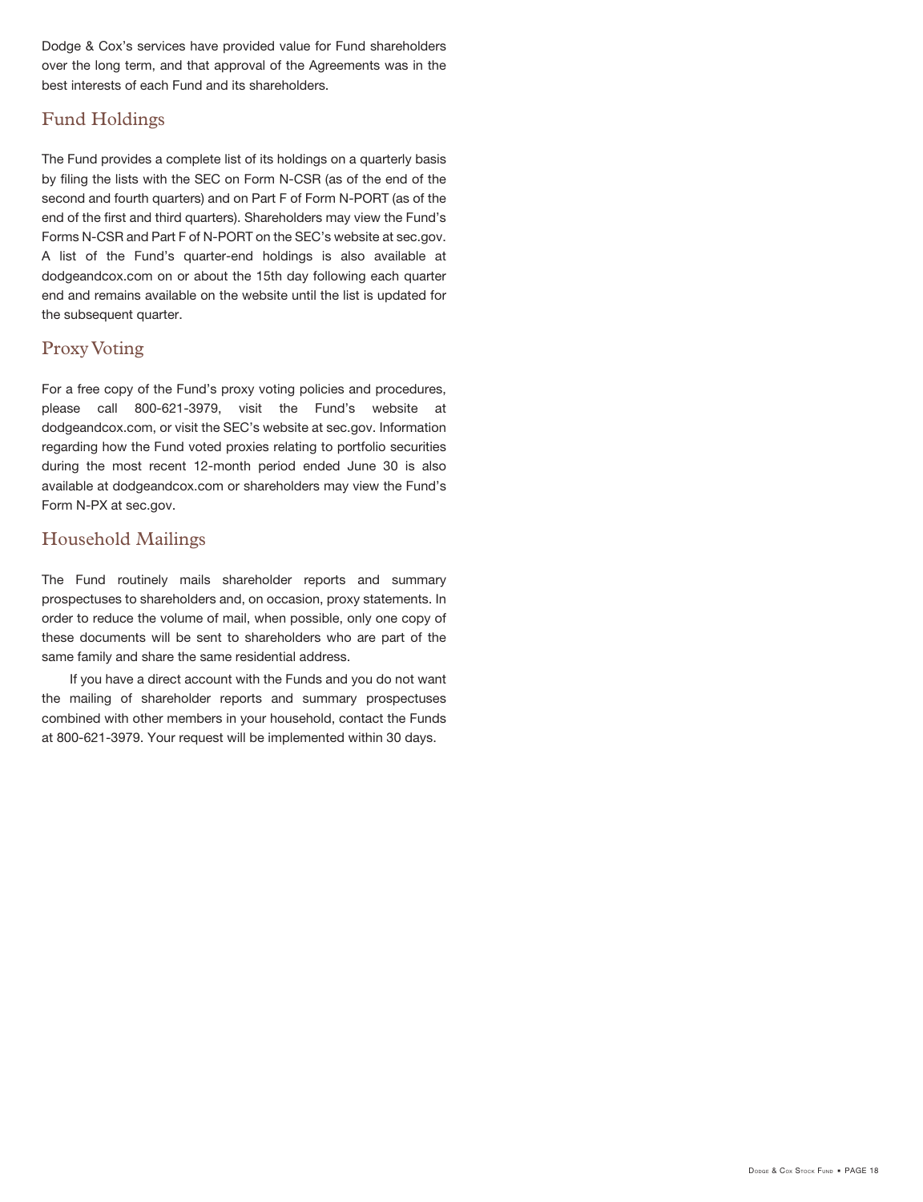Dodge & Cox's services have provided value for Fund shareholders over the long term, and that approval of the Agreements was in the best interests of each Fund and its shareholders.

## Fund Holdings

The Fund provides a complete list of its holdings on a quarterly basis by filing the lists with the SEC on Form N-CSR (as of the end of the second and fourth quarters) and on Part F of Form N-PORT (as of the end of the first and third quarters). Shareholders may view the Fund's Forms N-CSR and Part F of N-PORT on the SEC's website at sec.gov. A list of the Fund's quarter-end holdings is also available at dodgeandcox.com on or about the 15th day following each quarter end and remains available on the website until the list is updated for the subsequent quarter.

## Proxy Voting

For a free copy of the Fund's proxy voting policies and procedures, please call 800-621-3979, visit the Fund's website at dodgeandcox.com, or visit the SEC's website at sec.gov. Information regarding how the Fund voted proxies relating to portfolio securities during the most recent 12-month period ended June 30 is also available at dodgeandcox.com or shareholders may view the Fund's Form N-PX at sec.gov.

## Household Mailings

The Fund routinely mails shareholder reports and summary prospectuses to shareholders and, on occasion, proxy statements. In order to reduce the volume of mail, when possible, only one copy of these documents will be sent to shareholders who are part of the same family and share the same residential address.

If you have a direct account with the Funds and you do not want the mailing of shareholder reports and summary prospectuses combined with other members in your household, contact the Funds at 800-621-3979. Your request will be implemented within 30 days.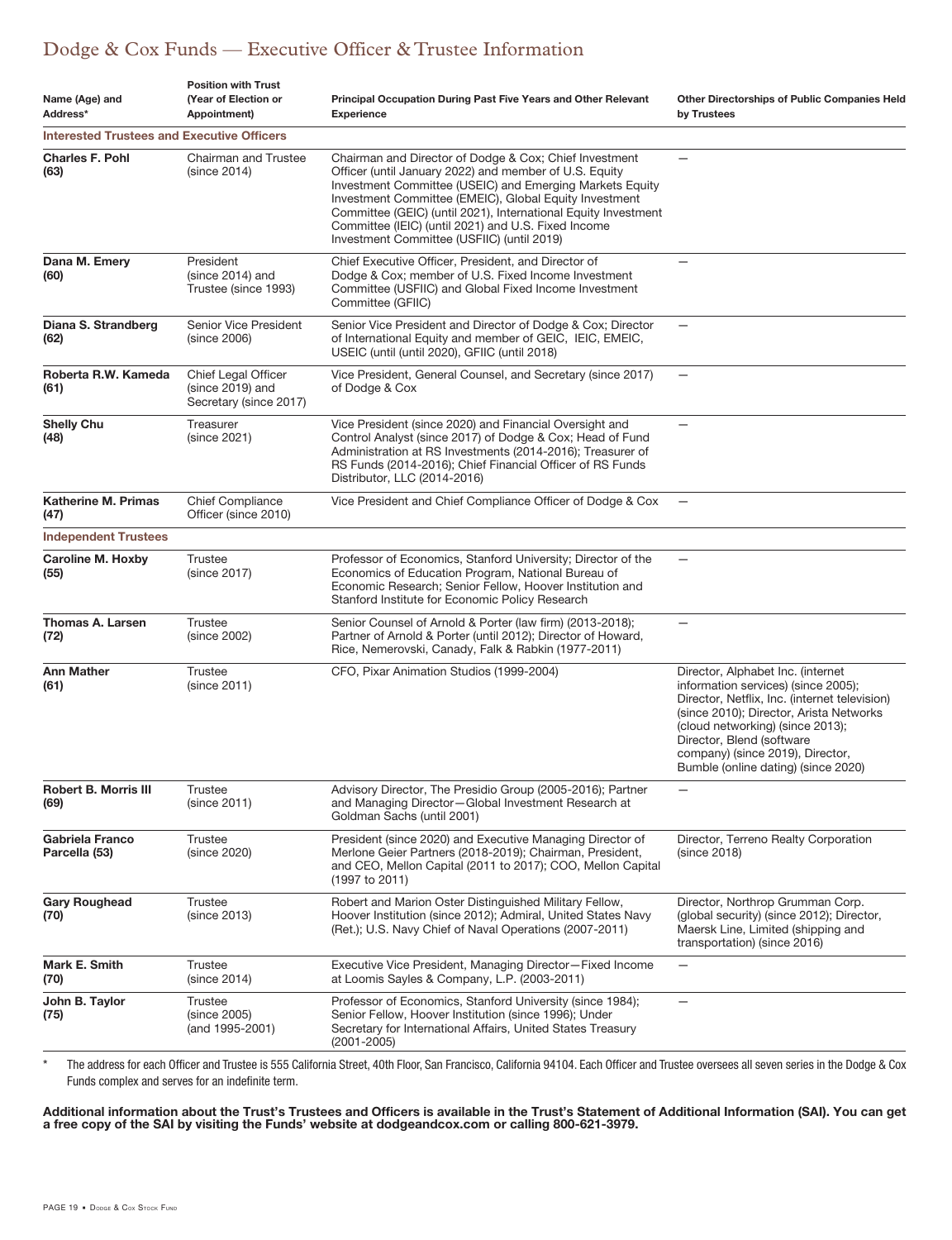# Dodge & Cox Funds — Executive Officer & Trustee Information

| Name (Age) and Address* | Position with Trust (Year of Election or Appointment) | Principal Occupation During Past Five Years and Other Relevant Experience | Other Directorships of Public Companies Held by Trustees |
|---|---|---|---|
| **Interested Trustees and Executive Officers** | | | |
| **Charles F. Pohl (63)** | Chairman and Trustee (since 2014) | Chairman and Director of Dodge & Cox; Chief Investment Officer (until January 2022) and member of U.S. Equity Investment Committee (USEIC) and Emerging Markets Equity Investment Committee (EMEIC), Global Equity Investment Committee (GEIC) (until 2021), International Equity Investment Committee (IEIC) (until 2021) and U.S. Fixed Income Investment Committee (USFIIC) (until 2019) | — |
| **Dana M. Emery (60)** | President (since 2014) and Trustee (since 1993) | Chief Executive Officer, President, and Director of Dodge & Cox; member of U.S. Fixed Income Investment Committee (USFIIC) and Global Fixed Income Investment Committee (GFIIC) | — |
| **Diana S. Strandberg (62)** | Senior Vice President (since 2006) | Senior Vice President and Director of Dodge & Cox; Director of International Equity and member of GEIC, IEIC, EMEIC, USEIC (until (until 2020), GFIIC (until 2018) | — |
| **Roberta R.W. Kameda (61)** | Chief Legal Officer (since 2019) and Secretary (since 2017) | Vice President, General Counsel, and Secretary (since 2017) of Dodge & Cox | — |
| **Shelly Chu (48)** | Treasurer (since 2021) | Vice President (since 2020) and Financial Oversight and Control Analyst (since 2017) of Dodge & Cox; Head of Fund Administration at RS Investments (2014-2016); Treasurer of RS Funds (2014-2016); Chief Financial Officer of RS Funds Distributor, LLC (2014-2016) | — |
| **Katherine M. Primas (47)** | Chief Compliance Officer (since 2010) | Vice President and Chief Compliance Officer of Dodge & Cox | — |
| **Independent Trustees** | | | |
| **Caroline M. Hoxby (55)** | Trustee (since 2017) | Professor of Economics, Stanford University; Director of the Economics of Education Program, National Bureau of Economic Research; Senior Fellow, Hoover Institution and Stanford Institute for Economic Policy Research | — |
| **Thomas A. Larsen (72)** | Trustee (since 2002) | Senior Counsel of Arnold & Porter (law firm) (2013-2018); Partner of Arnold & Porter (until 2012); Director of Howard, Rice, Nemerovski, Canady, Falk & Rabkin (1977-2011) | — |
| **Ann Mather (61)** | Trustee (since 2011) | CFO, Pixar Animation Studios (1999-2004) | Director, Alphabet Inc. (internet information services) (since 2005); Director, Netflix, Inc. (internet television) (since 2010); Director, Arista Networks (cloud networking) (since 2013); Director, Blend (software company) (since 2019), Director, Bumble (online dating) (since 2020) |
| **Robert B. Morris III (69)** | Trustee (since 2011) | Advisory Director, The Presidio Group (2005-2016); Partner and Managing Director—Global Investment Research at Goldman Sachs (until 2001) | — |
| **Gabriela Franco Parcella (53)** | Trustee (since 2020) | President (since 2020) and Executive Managing Director of Merlone Geier Partners (2018-2019); Chairman, President, and CEO, Mellon Capital (2011 to 2017); COO, Mellon Capital (1997 to 2011) | Director, Terreno Realty Corporation (since 2018) |
| **Gary Roughead (70)** | Trustee (since 2013) | Robert and Marion Oster Distinguished Military Fellow, Hoover Institution (since 2012); Admiral, United States Navy (Ret.); U.S. Navy Chief of Naval Operations (2007-2011) | Director, Northrop Grumman Corp. (global security) (since 2012); Director, Maersk Line, Limited (shipping and transportation) (since 2016) |
| **Mark E. Smith (70)** | Trustee (since 2014) | Executive Vice President, Managing Director—Fixed Income at Loomis Sayles & Company, L.P. (2003-2011) | — |
| **John B. Taylor (75)** | Trustee (since 2005) (and 1995-2001) | Professor of Economics, Stanford University (since 1984); Senior Fellow, Hoover Institution (since 1996); Under Secretary for International Affairs, United States Treasury (2001-2005) | — |

\* The address for each Officer and Trustee is 555 California Street, 40th Floor, San Francisco, California 94104. Each Officer and Trustee oversees all seven series in the Dodge & Cox Funds complex and serves for an indefinite term.

**Additional information about the Trust's Trustees and Officers is available in the Trust's Statement of Additional Information (SAI). You can get a free copy of the SAI by visiting the Funds' website at dodgeandcox.com or calling 800-621-3979.**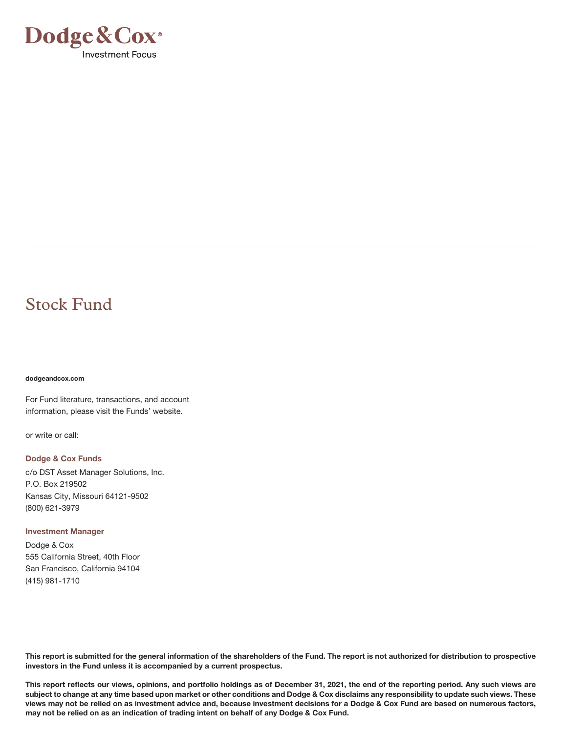Dodge & Cox®

Investment Focus

# Stock Fund

**dodgeandcox.com**

For Fund literature, transactions, and account information, please visit the Funds' website.

or write or call:

**Dodge & Cox Funds**

c/o DST Asset Manager Solutions, Inc.
P.O. Box 219502
Kansas City, Missouri 64121-9502
(800) 621-3979

**Investment Manager**

Dodge & Cox
555 California Street, 40th Floor
San Francisco, California 94104
(415) 981-1710

**This report is submitted for the general information of the shareholders of the Fund. The report is not authorized for distribution to prospective investors in the Fund unless it is accompanied by a current prospectus.**

**This report reflects our views, opinions, and portfolio holdings as of December 31, 2021, the end of the reporting period. Any such views are subject to change at any time based upon market or other conditions and Dodge & Cox disclaims any responsibility to update such views. These views may not be relied on as investment advice and, because investment decisions for a Dodge & Cox Fund are based on numerous factors, may not be relied on as an indication of trading intent on behalf of any Dodge & Cox Fund.**